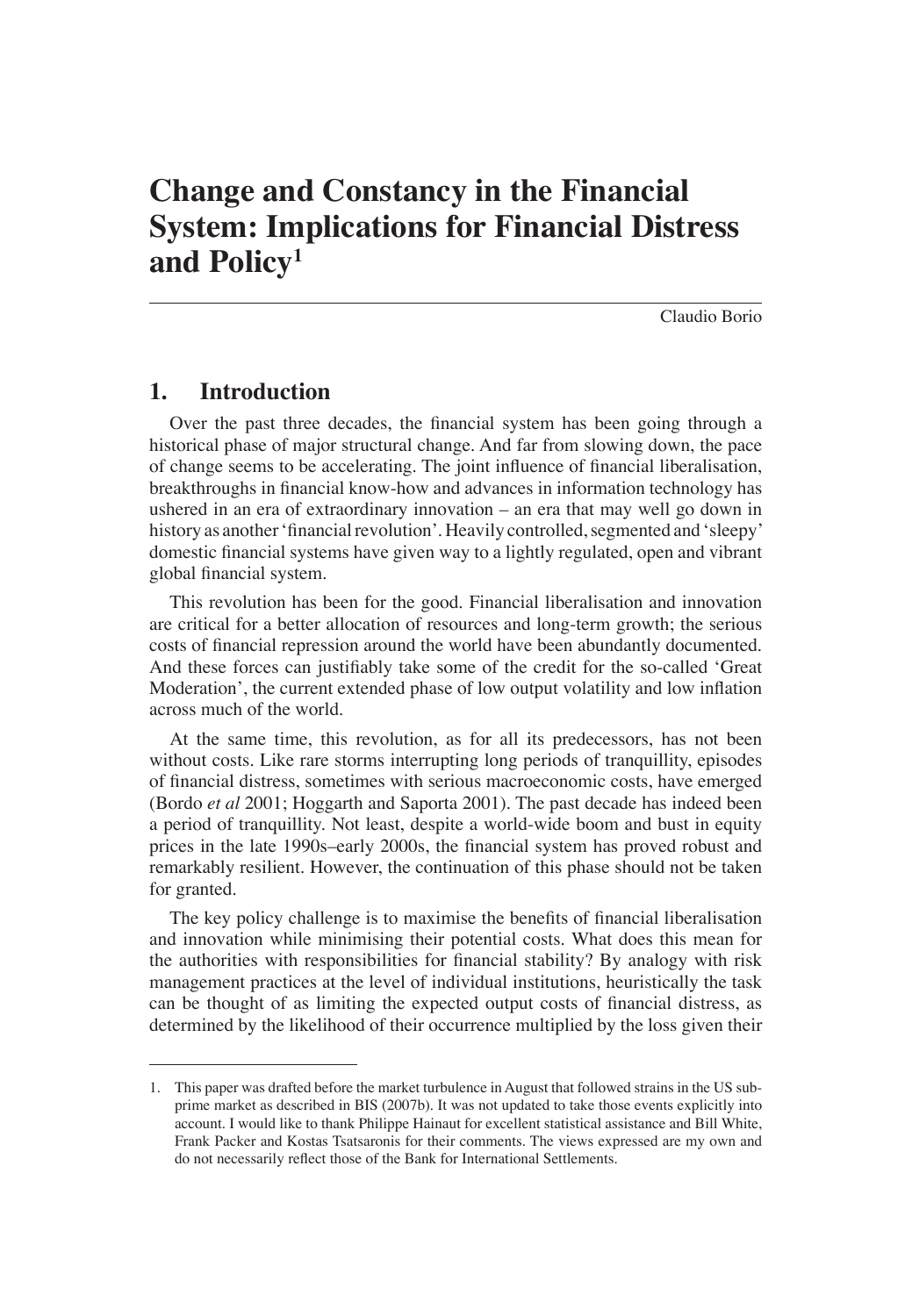# Change and Constancy in the Financial System: Implications for Financial Distress and Policy[1]

Claudio Borio

## 1. Introduction

Over the past three decades, the financial system has been going through a historical phase of major structural change. And far from slowing down, the pace of change seems to be accelerating. The joint influence of financial liberalisation, breakthroughs in financial know-how and advances in information technology has ushered in an era of extraordinary innovation – an era that may well go down in history as another 'financial revolution'. Heavily controlled, segmented and 'sleepy' domestic financial systems have given way to a lightly regulated, open and vibrant global financial system.

This revolution has been for the good. Financial liberalisation and innovation are critical for a better allocation of resources and long-term growth; the serious costs of financial repression around the world have been abundantly documented. And these forces can justifiably take some of the credit for the so-called 'Great Moderation', the current extended phase of low output volatility and low inflation across much of the world.

At the same time, this revolution, as for all its predecessors, has not been without costs. Like rare storms interrupting long periods of tranquillity, episodes of financial distress, sometimes with serious macroeconomic costs, have emerged (Bordo *et al* 2001; Hoggarth and Saporta 2001). The past decade has indeed been a period of tranquillity. Not least, despite a world-wide boom and bust in equity prices in the late 1990s–early 2000s, the financial system has proved robust and remarkably resilient. However, the continuation of this phase should not be taken for granted.

The key policy challenge is to maximise the benefits of financial liberalisation and innovation while minimising their potential costs. What does this mean for the authorities with responsibilities for financial stability? By analogy with risk management practices at the level of individual institutions, heuristically the task can be thought of as limiting the expected output costs of financial distress, as determined by the likelihood of their occurrence multiplied by the loss given their

1. This paper was drafted before the market turbulence in August that followed strains in the US sub-prime market as described in BIS (2007b). It was not updated to take those events explicitly into account. I would like to thank Philippe Hainaut for excellent statistical assistance and Bill White, Frank Packer and Kostas Tsatsaronis for their comments. The views expressed are my own and do not necessarily reflect those of the Bank for International Settlements.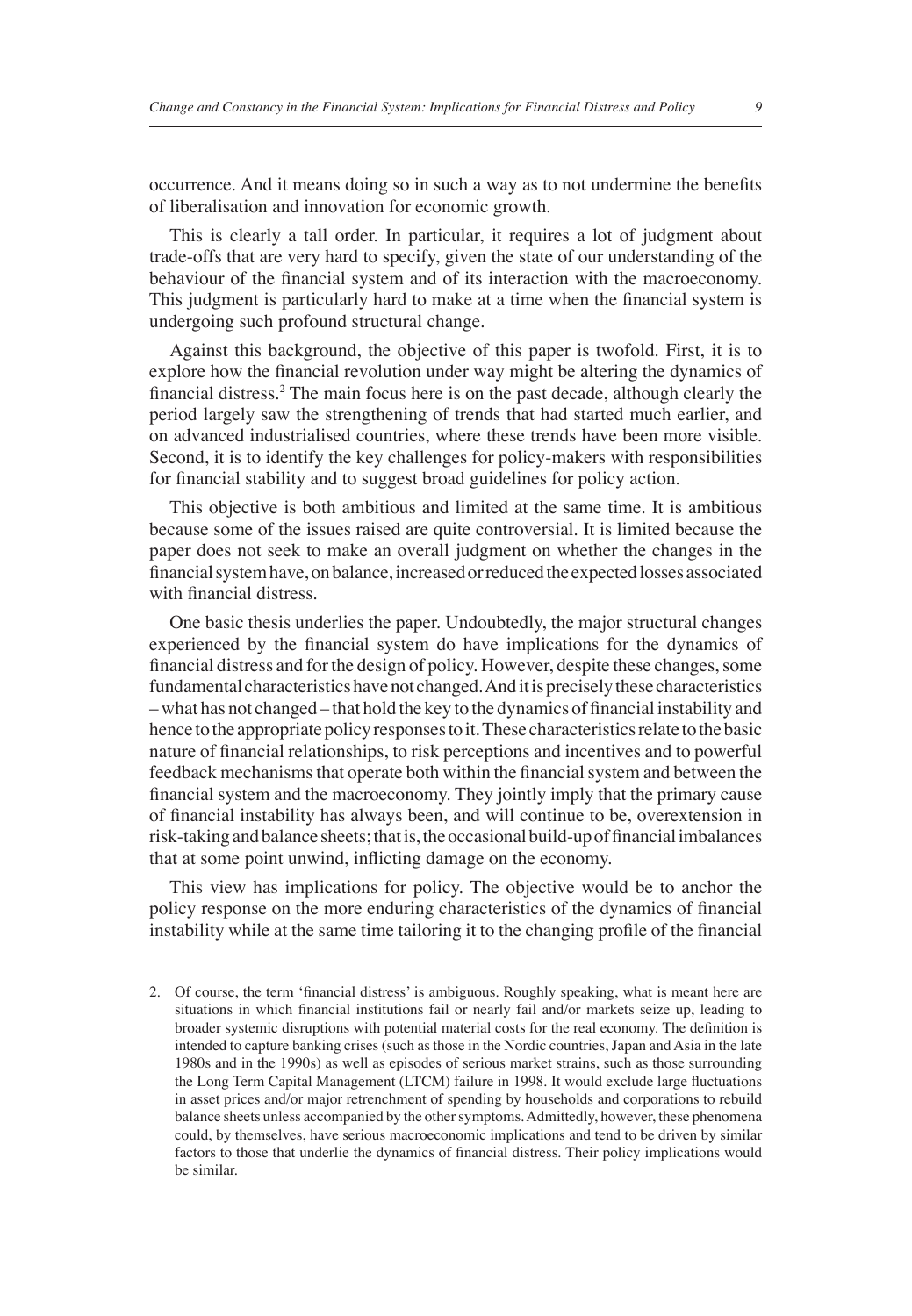occurrence. And it means doing so in such a way as to not undermine the benefits of liberalisation and innovation for economic growth.

This is clearly a tall order. In particular, it requires a lot of judgment about trade-offs that are very hard to specify, given the state of our understanding of the behaviour of the financial system and of its interaction with the macroeconomy. This judgment is particularly hard to make at a time when the financial system is undergoing such profound structural change.

Against this background, the objective of this paper is twofold. First, it is to explore how the financial revolution under way might be altering the dynamics of financial distress.[2] The main focus here is on the past decade, although clearly the period largely saw the strengthening of trends that had started much earlier, and on advanced industrialised countries, where these trends have been more visible. Second, it is to identify the key challenges for policy-makers with responsibilities for financial stability and to suggest broad guidelines for policy action.

This objective is both ambitious and limited at the same time. It is ambitious because some of the issues raised are quite controversial. It is limited because the paper does not seek to make an overall judgment on whether the changes in the financial system have, on balance, increased or reduced the expected losses associated with financial distress.

One basic thesis underlies the paper. Undoubtedly, the major structural changes experienced by the financial system do have implications for the dynamics of financial distress and for the design of policy. However, despite these changes, some fundamental characteristics have not changed. And it is precisely these characteristics – what has not changed – that hold the key to the dynamics of financial instability and hence to the appropriate policy responses to it. These characteristics relate to the basic nature of financial relationships, to risk perceptions and incentives and to powerful feedback mechanisms that operate both within the financial system and between the financial system and the macroeconomy. They jointly imply that the primary cause of financial instability has always been, and will continue to be, overextension in risk-taking and balance sheets; that is, the occasional build-up of financial imbalances that at some point unwind, inflicting damage on the economy.

This view has implications for policy. The objective would be to anchor the policy response on the more enduring characteristics of the dynamics of financial instability while at the same time tailoring it to the changing profile of the financial

---

2. Of course, the term 'financial distress' is ambiguous. Roughly speaking, what is meant here are situations in which financial institutions fail or nearly fail and/or markets seize up, leading to broader systemic disruptions with potential material costs for the real economy. The definition is intended to capture banking crises (such as those in the Nordic countries, Japan and Asia in the late 1980s and in the 1990s) as well as episodes of serious market strains, such as those surrounding the Long Term Capital Management (LTCM) failure in 1998. It would exclude large fluctuations in asset prices and/or major retrenchment of spending by households and corporations to rebuild balance sheets unless accompanied by the other symptoms. Admittedly, however, these phenomena could, by themselves, have serious macroeconomic implications and tend to be driven by similar factors to those that underlie the dynamics of financial distress. Their policy implications would be similar.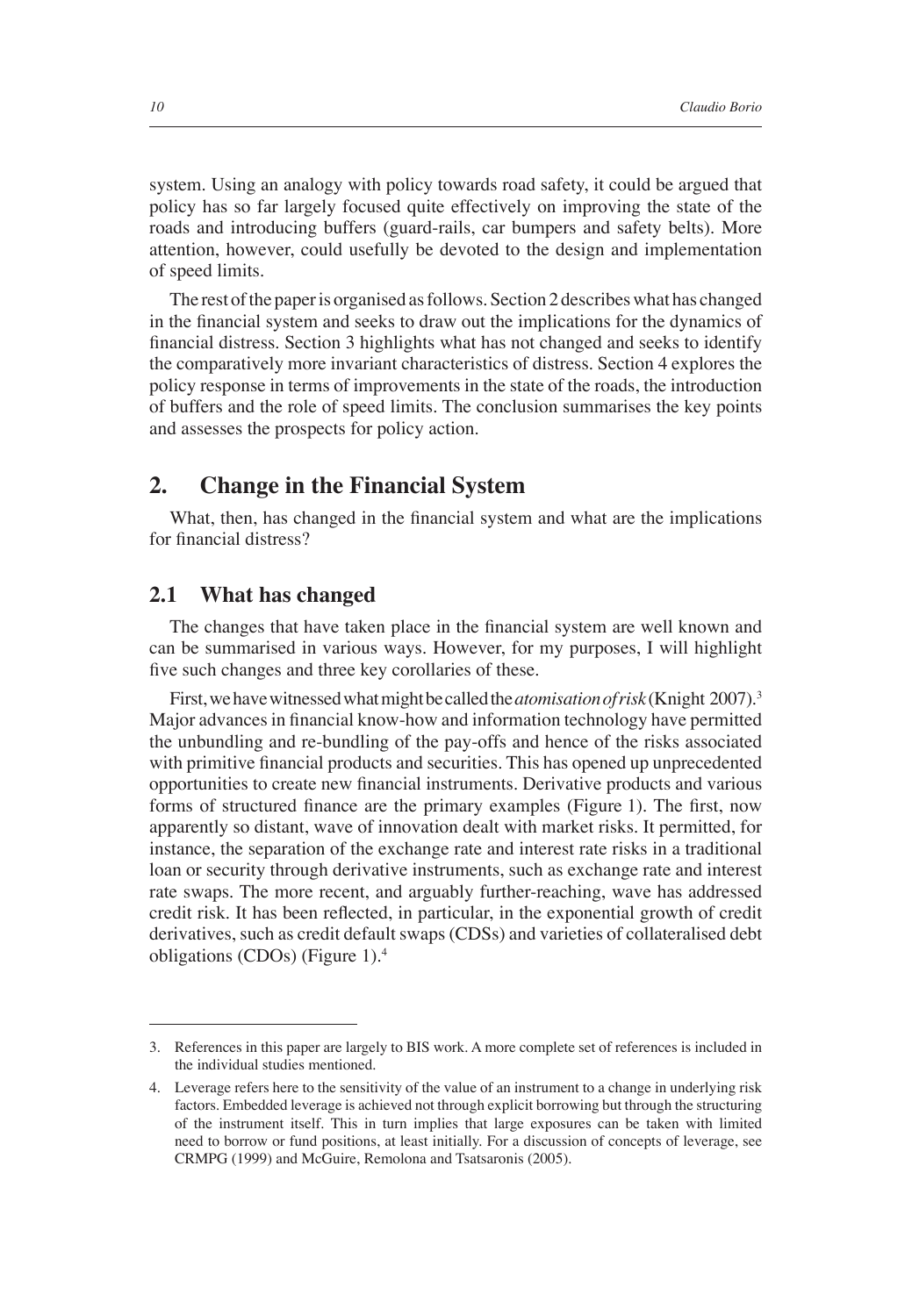system. Using an analogy with policy towards road safety, it could be argued that policy has so far largely focused quite effectively on improving the state of the roads and introducing buffers (guard-rails, car bumpers and safety belts). More attention, however, could usefully be devoted to the design and implementation of speed limits.

The rest of the paper is organised as follows. Section 2 describes what has changed in the financial system and seeks to draw out the implications for the dynamics of financial distress. Section 3 highlights what has not changed and seeks to identify the comparatively more invariant characteristics of distress. Section 4 explores the policy response in terms of improvements in the state of the roads, the introduction of buffers and the role of speed limits. The conclusion summarises the key points and assesses the prospects for policy action.

## 2. Change in the Financial System

What, then, has changed in the financial system and what are the implications for financial distress?

### 2.1 What has changed

The changes that have taken place in the financial system are well known and can be summarised in various ways. However, for my purposes, I will highlight five such changes and three key corollaries of these.

First, we have witnessed what might be called the *atomisation of risk* (Knight 2007).[3] Major advances in financial know-how and information technology have permitted the unbundling and re-bundling of the pay-offs and hence of the risks associated with primitive financial products and securities. This has opened up unprecedented opportunities to create new financial instruments. Derivative products and various forms of structured finance are the primary examples (Figure 1). The first, now apparently so distant, wave of innovation dealt with market risks. It permitted, for instance, the separation of the exchange rate and interest rate risks in a traditional loan or security through derivative instruments, such as exchange rate and interest rate swaps. The more recent, and arguably further-reaching, wave has addressed credit risk. It has been reflected, in particular, in the exponential growth of credit derivatives, such as credit default swaps (CDSs) and varieties of collateralised debt obligations (CDOs) (Figure 1).[4]

---

3. References in this paper are largely to BIS work. A more complete set of references is included in the individual studies mentioned.

4. Leverage refers here to the sensitivity of the value of an instrument to a change in underlying risk factors. Embedded leverage is achieved not through explicit borrowing but through the structuring of the instrument itself. This in turn implies that large exposures can be taken with limited need to borrow or fund positions, at least initially. For a discussion of concepts of leverage, see CRMPG (1999) and McGuire, Remolona and Tsatsaronis (2005).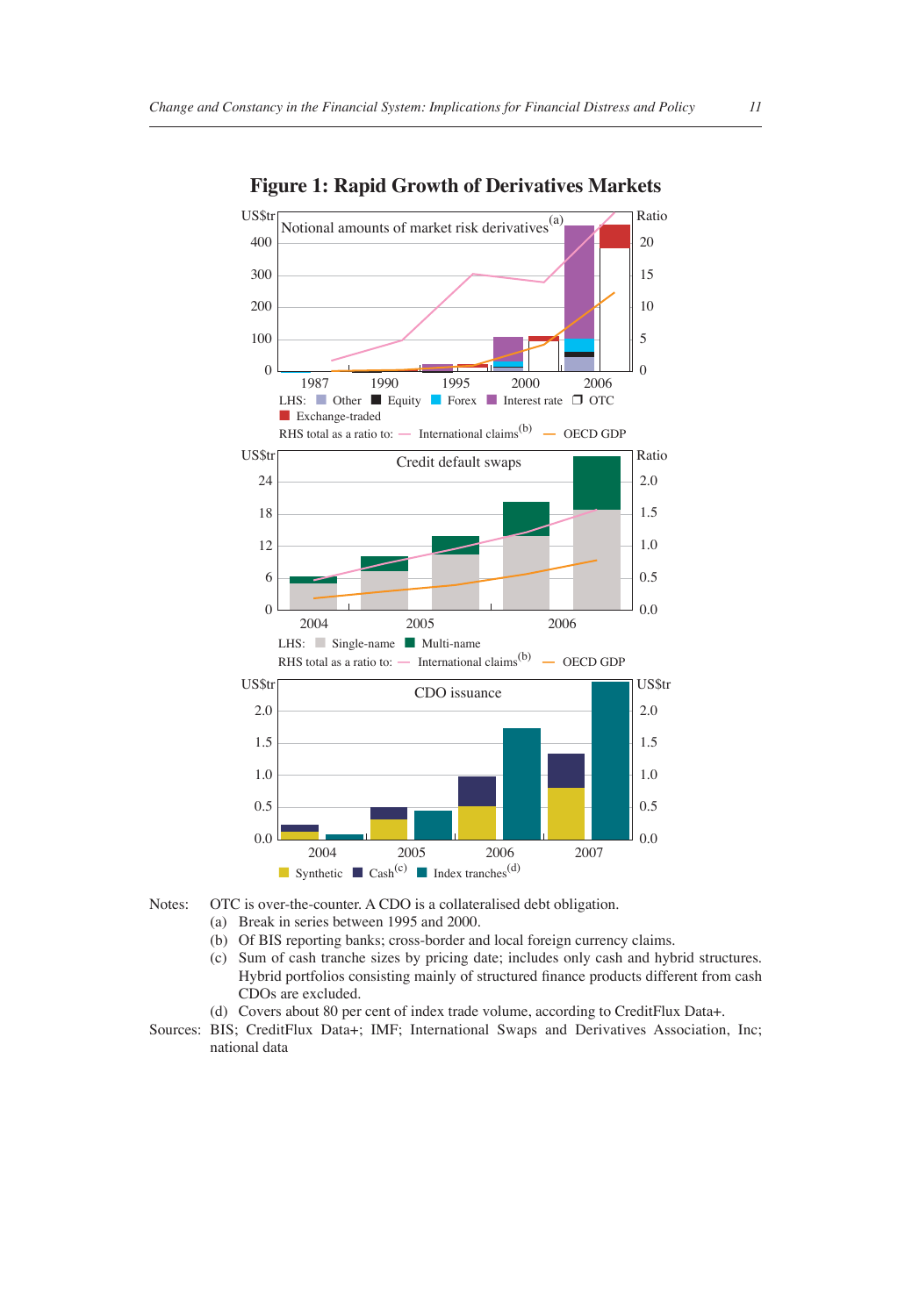## Figure 1: Rapid Growth of Derivatives Markets

Notional amounts of market risk derivatives(a)

LHS: Other, Equity, Forex, Interest rate, OTC, Exchange-traded

RHS total as a ratio to: International claims(b), OECD GDP

Credit default swaps

LHS: Single-name, Multi-name

RHS total as a ratio to: International claims(b), OECD GDP

CDO issuance

Synthetic, Cash(c), Index tranches(d)

Notes: OTC is over-the-counter. A CDO is a collateralised debt obligation.

(a) Break in series between 1995 and 2000.

(b) Of BIS reporting banks; cross-border and local foreign currency claims.

(c) Sum of cash tranche sizes by pricing date; includes only cash and hybrid structures. Hybrid portfolios consisting mainly of structured finance products different from cash CDOs are excluded.

(d) Covers about 80 per cent of index trade volume, according to CreditFlux Data+.

Sources: BIS; CreditFlux Data+; IMF; International Swaps and Derivatives Association, Inc; national data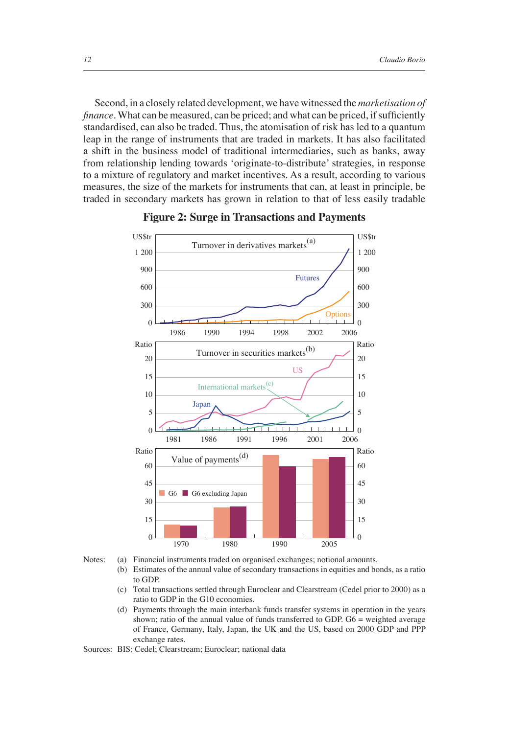Second, in a closely related development, we have witnessed the *marketisation of finance*. What can be measured, can be priced; and what can be priced, if sufficiently standardised, can also be traded. Thus, the atomisation of risk has led to a quantum leap in the range of instruments that are traded in markets. It has also facilitated a shift in the business model of traditional intermediaries, such as banks, away from relationship lending towards 'originate-to-distribute' strategies, in response to a mixture of regulatory and market incentives. As a result, according to various measures, the size of the markets for instruments that can, at least in principle, be traded in secondary markets has grown in relation to that of less easily tradable

**Figure 2: Surge in Transactions and Payments**

Notes: (a) Financial instruments traded on organised exchanges; notional amounts.
(b) Estimates of the annual value of secondary transactions in equities and bonds, as a ratio to GDP.
(c) Total transactions settled through Euroclear and Clearstream (Cedel prior to 2000) as a ratio to GDP in the G10 economies.
(d) Payments through the main interbank funds transfer systems in operation in the years shown; ratio of the annual value of funds transferred to GDP. G6 = weighted average of France, Germany, Italy, Japan, the UK and the US, based on 2000 GDP and PPP exchange rates.

Sources: BIS; Cedel; Clearstream; Euroclear; national data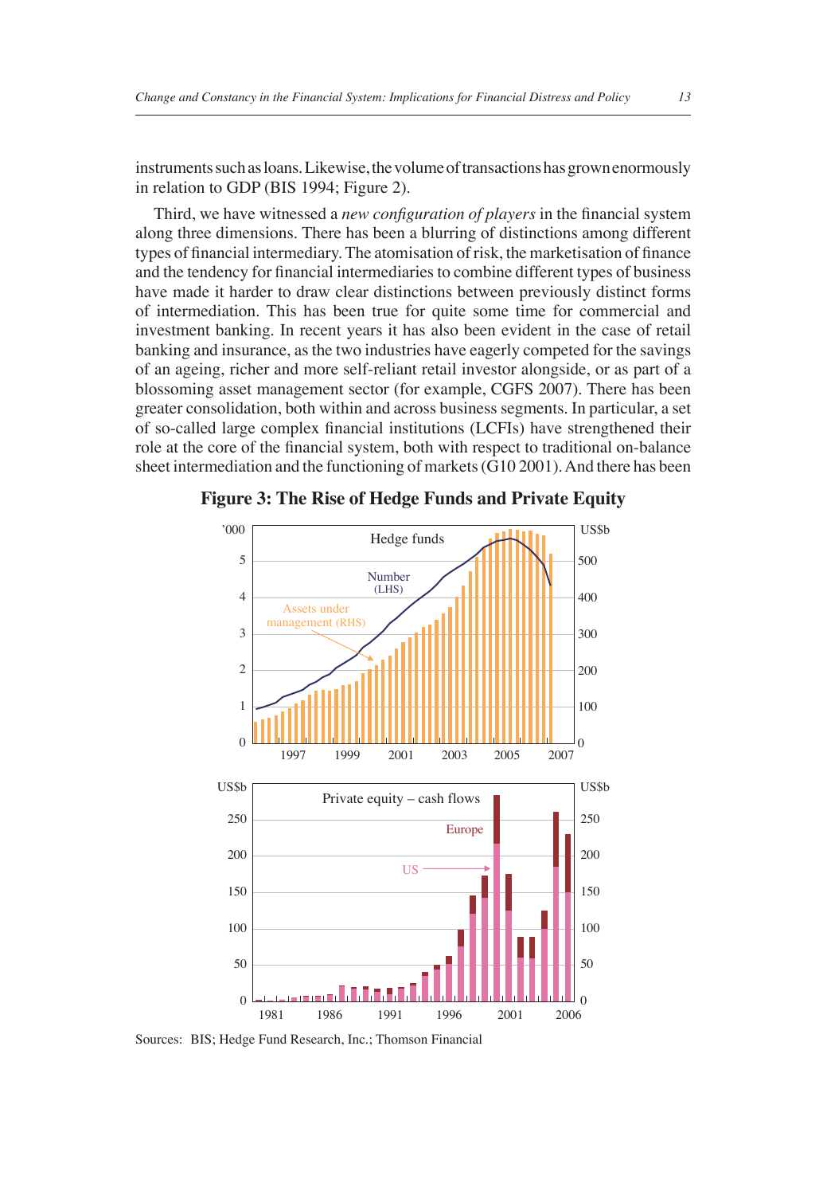instruments such as loans. Likewise, the volume of transactions has grown enormously in relation to GDP (BIS 1994; Figure 2).

Third, we have witnessed a *new configuration of players* in the financial system along three dimensions. There has been a blurring of distinctions among different types of financial intermediary. The atomisation of risk, the marketisation of finance and the tendency for financial intermediaries to combine different types of business have made it harder to draw clear distinctions between previously distinct forms of intermediation. This has been true for quite some time for commercial and investment banking. In recent years it has also been evident in the case of retail banking and insurance, as the two industries have eagerly competed for the savings of an ageing, richer and more self-reliant retail investor alongside, or as part of a blossoming asset management sector (for example, CGFS 2007). There has been greater consolidation, both within and across business segments. In particular, a set of so-called large complex financial institutions (LCFIs) have strengthened their role at the core of the financial system, both with respect to traditional on-balance sheet intermediation and the functioning of markets (G10 2001). And there has been

**Figure 3: The Rise of Hedge Funds and Private Equity**

Sources: BIS; Hedge Fund Research, Inc.; Thomson Financial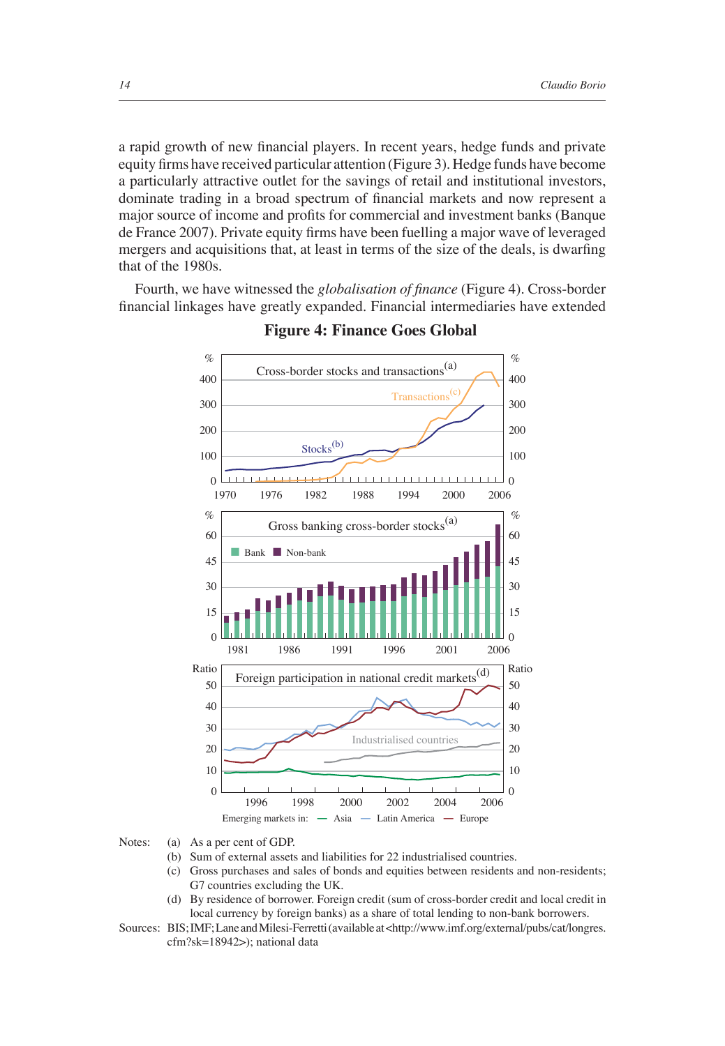a rapid growth of new financial players. In recent years, hedge funds and private equity firms have received particular attention (Figure 3). Hedge funds have become a particularly attractive outlet for the savings of retail and institutional investors, dominate trading in a broad spectrum of financial markets and now represent a major source of income and profits for commercial and investment banks (Banque de France 2007). Private equity firms have been fuelling a major wave of leveraged mergers and acquisitions that, at least in terms of the size of the deals, is dwarfing that of the 1980s.

Fourth, we have witnessed the *globalisation of finance* (Figure 4). Cross-border financial linkages have greatly expanded. Financial intermediaries have extended

**Figure 4: Finance Goes Global**

Notes: (a) As a per cent of GDP.
(b) Sum of external assets and liabilities for 22 industrialised countries.
(c) Gross purchases and sales of bonds and equities between residents and non-residents; G7 countries excluding the UK.
(d) By residence of borrower. Foreign credit (sum of cross-border credit and local credit in local currency by foreign banks) as a share of total lending to non-bank borrowers.

Sources: BIS; IMF; Lane and Milesi-Ferretti (available at <http://www.imf.org/external/pubs/cat/longres.cfm?sk=18942>); national data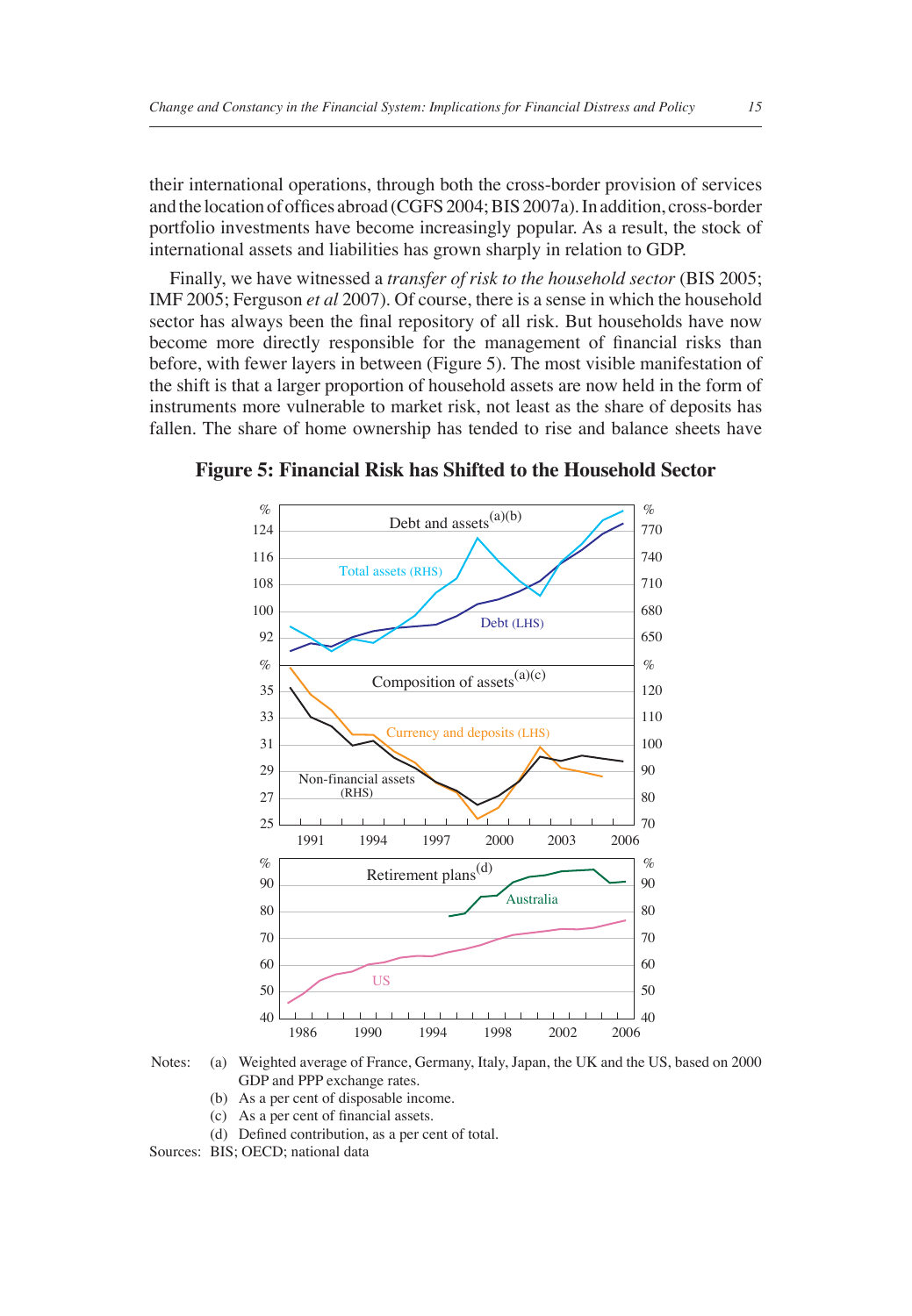their international operations, through both the cross-border provision of services and the location of offices abroad (CGFS 2004; BIS 2007a). In addition, cross-border portfolio investments have become increasingly popular. As a result, the stock of international assets and liabilities has grown sharply in relation to GDP.

Finally, we have witnessed a *transfer of risk to the household sector* (BIS 2005; IMF 2005; Ferguson *et al* 2007). Of course, there is a sense in which the household sector has always been the final repository of all risk. But households have now become more directly responsible for the management of financial risks than before, with fewer layers in between (Figure 5). The most visible manifestation of the shift is that a larger proportion of household assets are now held in the form of instruments more vulnerable to market risk, not least as the share of deposits has fallen. The share of home ownership has tended to rise and balance sheets have

**Figure 5: Financial Risk has Shifted to the Household Sector**

Notes: (a) Weighted average of France, Germany, Italy, Japan, the UK and the US, based on 2000 GDP and PPP exchange rates.
(b) As a per cent of disposable income.
(c) As a per cent of financial assets.
(d) Defined contribution, as a per cent of total.

Sources: BIS; OECD; national data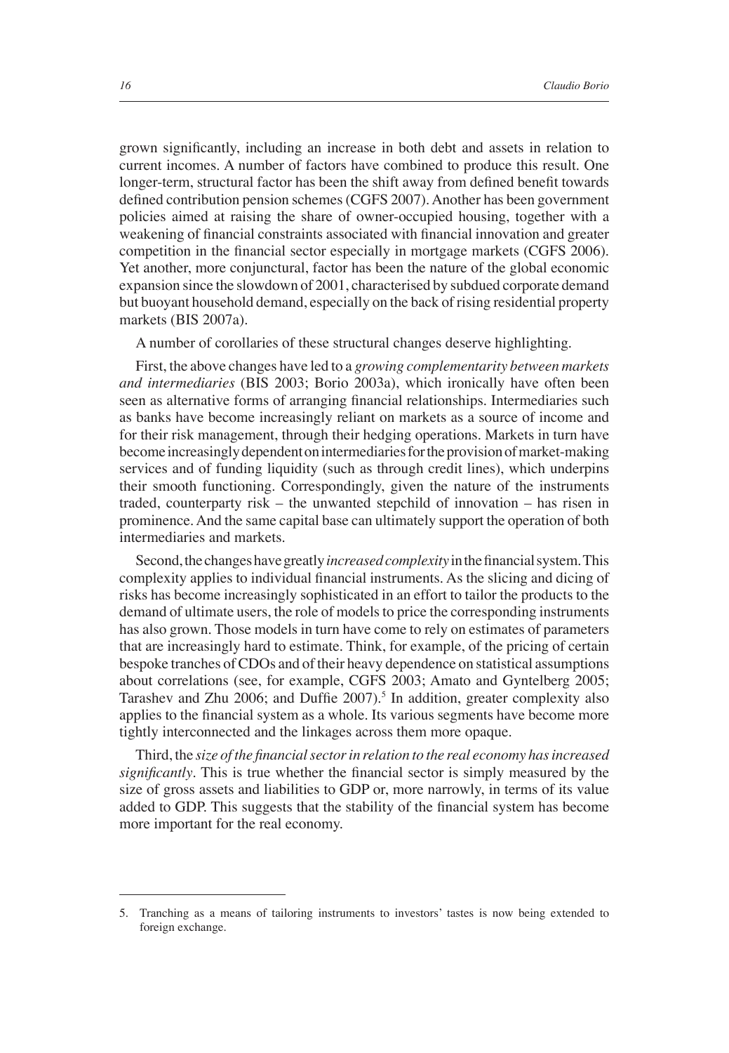grown significantly, including an increase in both debt and assets in relation to current incomes. A number of factors have combined to produce this result. One longer-term, structural factor has been the shift away from defined benefit towards defined contribution pension schemes (CGFS 2007). Another has been government policies aimed at raising the share of owner-occupied housing, together with a weakening of financial constraints associated with financial innovation and greater competition in the financial sector especially in mortgage markets (CGFS 2006). Yet another, more conjunctural, factor has been the nature of the global economic expansion since the slowdown of 2001, characterised by subdued corporate demand but buoyant household demand, especially on the back of rising residential property markets (BIS 2007a).

A number of corollaries of these structural changes deserve highlighting.

First, the above changes have led to a *growing complementarity between markets and intermediaries* (BIS 2003; Borio 2003a), which ironically have often been seen as alternative forms of arranging financial relationships. Intermediaries such as banks have become increasingly reliant on markets as a source of income and for their risk management, through their hedging operations. Markets in turn have become increasingly dependent on intermediaries for the provision of market-making services and of funding liquidity (such as through credit lines), which underpins their smooth functioning. Correspondingly, given the nature of the instruments traded, counterparty risk – the unwanted stepchild of innovation – has risen in prominence. And the same capital base can ultimately support the operation of both intermediaries and markets.

Second, the changes have greatly *increased complexity* in the financial system. This complexity applies to individual financial instruments. As the slicing and dicing of risks has become increasingly sophisticated in an effort to tailor the products to the demand of ultimate users, the role of models to price the corresponding instruments has also grown. Those models in turn have come to rely on estimates of parameters that are increasingly hard to estimate. Think, for example, of the pricing of certain bespoke tranches of CDOs and of their heavy dependence on statistical assumptions about correlations (see, for example, CGFS 2003; Amato and Gyntelberg 2005; Tarashev and Zhu 2006; and Duffie 2007).[5] In addition, greater complexity also applies to the financial system as a whole. Its various segments have become more tightly interconnected and the linkages across them more opaque.

Third, the *size of the financial sector in relation to the real economy has increased significantly*. This is true whether the financial sector is simply measured by the size of gross assets and liabilities to GDP or, more narrowly, in terms of its value added to GDP. This suggests that the stability of the financial system has become more important for the real economy.

---

5. Tranching as a means of tailoring instruments to investors' tastes is now being extended to foreign exchange.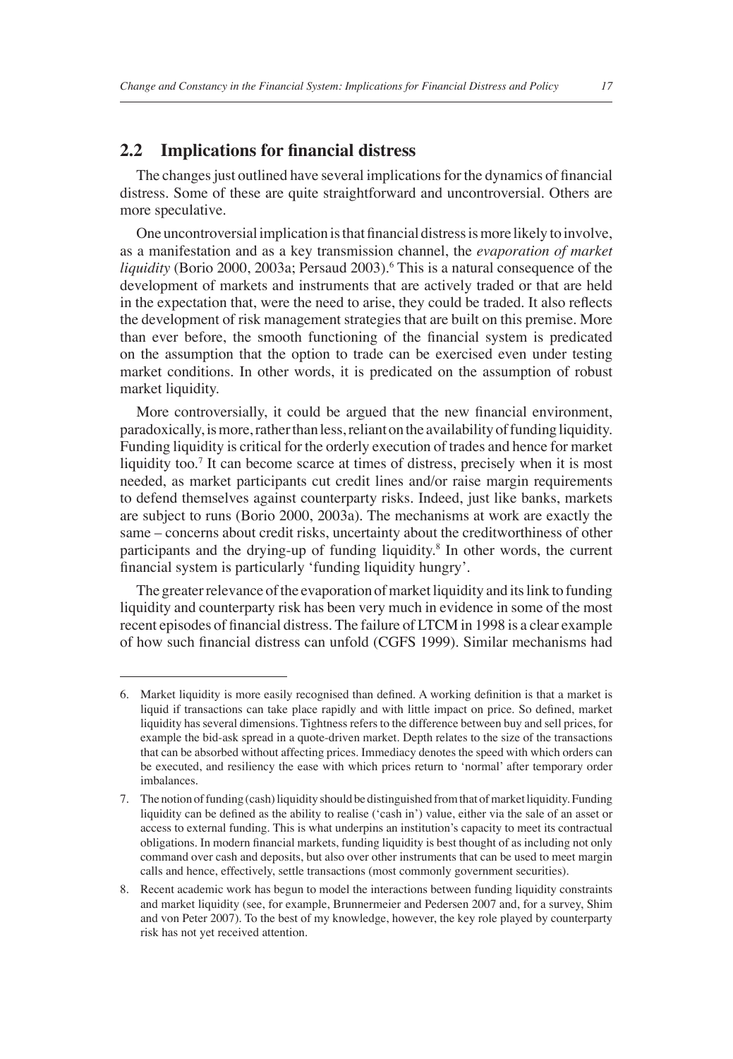## 2.2 Implications for financial distress

The changes just outlined have several implications for the dynamics of financial distress. Some of these are quite straightforward and uncontroversial. Others are more speculative.

One uncontroversial implication is that financial distress is more likely to involve, as a manifestation and as a key transmission channel, the *evaporation of market liquidity* (Borio 2000, 2003a; Persaud 2003).[6] This is a natural consequence of the development of markets and instruments that are actively traded or that are held in the expectation that, were the need to arise, they could be traded. It also reflects the development of risk management strategies that are built on this premise. More than ever before, the smooth functioning of the financial system is predicated on the assumption that the option to trade can be exercised even under testing market conditions. In other words, it is predicated on the assumption of robust market liquidity.

More controversially, it could be argued that the new financial environment, paradoxically, is more, rather than less, reliant on the availability of funding liquidity. Funding liquidity is critical for the orderly execution of trades and hence for market liquidity too.[7] It can become scarce at times of distress, precisely when it is most needed, as market participants cut credit lines and/or raise margin requirements to defend themselves against counterparty risks. Indeed, just like banks, markets are subject to runs (Borio 2000, 2003a). The mechanisms at work are exactly the same – concerns about credit risks, uncertainty about the creditworthiness of other participants and the drying-up of funding liquidity.[8] In other words, the current financial system is particularly 'funding liquidity hungry'.

The greater relevance of the evaporation of market liquidity and its link to funding liquidity and counterparty risk has been very much in evidence in some of the most recent episodes of financial distress. The failure of LTCM in 1998 is a clear example of how such financial distress can unfold (CGFS 1999). Similar mechanisms had

---

6. Market liquidity is more easily recognised than defined. A working definition is that a market is liquid if transactions can take place rapidly and with little impact on price. So defined, market liquidity has several dimensions. Tightness refers to the difference between buy and sell prices, for example the bid-ask spread in a quote-driven market. Depth relates to the size of the transactions that can be absorbed without affecting prices. Immediacy denotes the speed with which orders can be executed, and resiliency the ease with which prices return to 'normal' after temporary order imbalances.

7. The notion of funding (cash) liquidity should be distinguished from that of market liquidity. Funding liquidity can be defined as the ability to realise ('cash in') value, either via the sale of an asset or access to external funding. This is what underpins an institution's capacity to meet its contractual obligations. In modern financial markets, funding liquidity is best thought of as including not only command over cash and deposits, but also over other instruments that can be used to meet margin calls and hence, effectively, settle transactions (most commonly government securities).

8. Recent academic work has begun to model the interactions between funding liquidity constraints and market liquidity (see, for example, Brunnermeier and Pedersen 2007 and, for a survey, Shim and von Peter 2007). To the best of my knowledge, however, the key role played by counterparty risk has not yet received attention.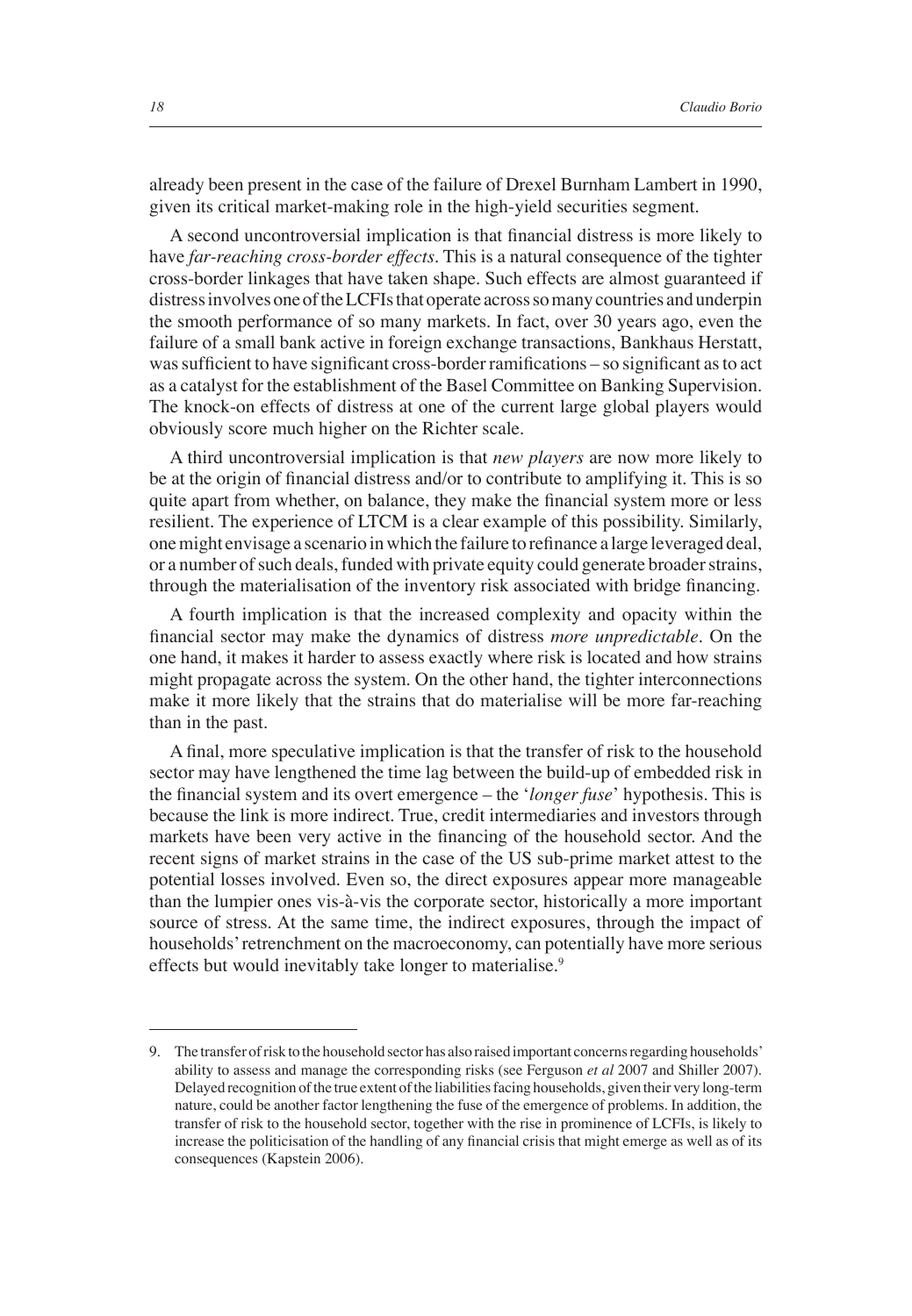already been present in the case of the failure of Drexel Burnham Lambert in 1990, given its critical market-making role in the high-yield securities segment.

A second uncontroversial implication is that financial distress is more likely to have *far-reaching cross-border effects*. This is a natural consequence of the tighter cross-border linkages that have taken shape. Such effects are almost guaranteed if distress involves one of the LCFIs that operate across so many countries and underpin the smooth performance of so many markets. In fact, over 30 years ago, even the failure of a small bank active in foreign exchange transactions, Bankhaus Herstatt, was sufficient to have significant cross-border ramifications – so significant as to act as a catalyst for the establishment of the Basel Committee on Banking Supervision. The knock-on effects of distress at one of the current large global players would obviously score much higher on the Richter scale.

A third uncontroversial implication is that *new players* are now more likely to be at the origin of financial distress and/or to contribute to amplifying it. This is so quite apart from whether, on balance, they make the financial system more or less resilient. The experience of LTCM is a clear example of this possibility. Similarly, one might envisage a scenario in which the failure to refinance a large leveraged deal, or a number of such deals, funded with private equity could generate broader strains, through the materialisation of the inventory risk associated with bridge financing.

A fourth implication is that the increased complexity and opacity within the financial sector may make the dynamics of distress *more unpredictable*. On the one hand, it makes it harder to assess exactly where risk is located and how strains might propagate across the system. On the other hand, the tighter interconnections make it more likely that the strains that do materialise will be more far-reaching than in the past.

A final, more speculative implication is that the transfer of risk to the household sector may have lengthened the time lag between the build-up of embedded risk in the financial system and its overt emergence – the '*longer fuse*' hypothesis. This is because the link is more indirect. True, credit intermediaries and investors through markets have been very active in the financing of the household sector. And the recent signs of market strains in the case of the US sub-prime market attest to the potential losses involved. Even so, the direct exposures appear more manageable than the lumpier ones vis-à-vis the corporate sector, historically a more important source of stress. At the same time, the indirect exposures, through the impact of households' retrenchment on the macroeconomy, can potentially have more serious effects but would inevitably take longer to materialise.[9]

9. The transfer of risk to the household sector has also raised important concerns regarding households' ability to assess and manage the corresponding risks (see Ferguson *et al* 2007 and Shiller 2007). Delayed recognition of the true extent of the liabilities facing households, given their very long-term nature, could be another factor lengthening the fuse of the emergence of problems. In addition, the transfer of risk to the household sector, together with the rise in prominence of LCFIs, is likely to increase the politicisation of the handling of any financial crisis that might emerge as well as of its consequences (Kapstein 2006).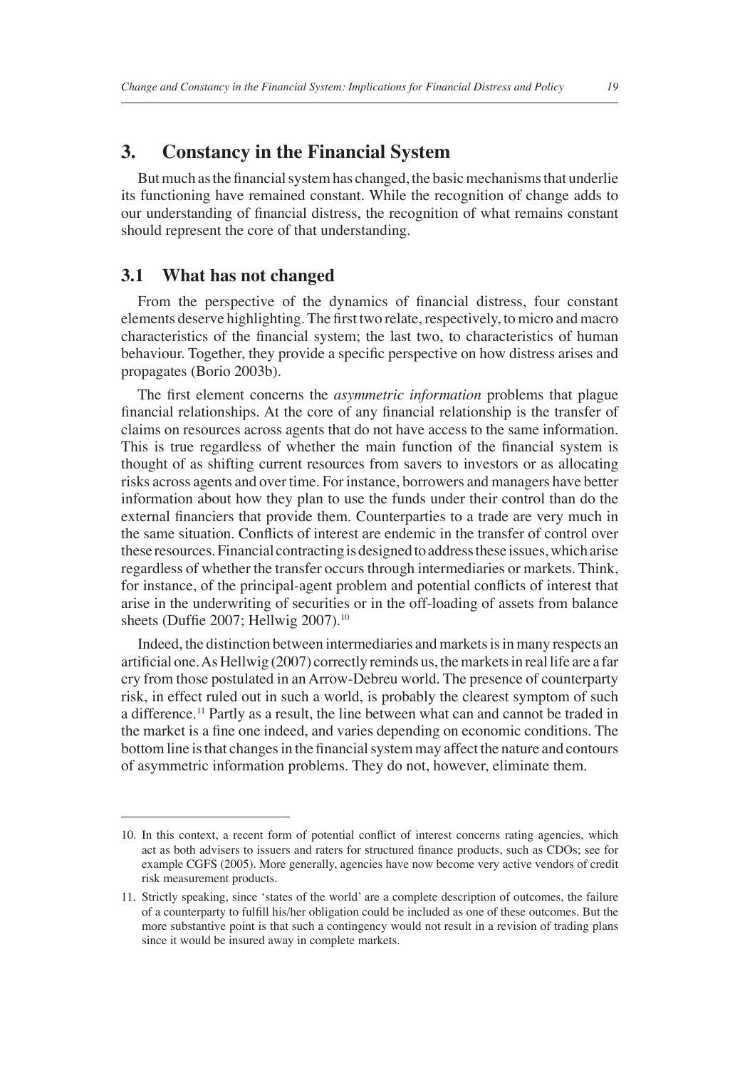## 3. Constancy in the Financial System

But much as the financial system has changed, the basic mechanisms that underlie its functioning have remained constant. While the recognition of change adds to our understanding of financial distress, the recognition of what remains constant should represent the core of that understanding.

### 3.1 What has not changed

From the perspective of the dynamics of financial distress, four constant elements deserve highlighting. The first two relate, respectively, to micro and macro characteristics of the financial system; the last two, to characteristics of human behaviour. Together, they provide a specific perspective on how distress arises and propagates (Borio 2003b).

The first element concerns the *asymmetric information* problems that plague financial relationships. At the core of any financial relationship is the transfer of claims on resources across agents that do not have access to the same information. This is true regardless of whether the main function of the financial system is thought of as shifting current resources from savers to investors or as allocating risks across agents and over time. For instance, borrowers and managers have better information about how they plan to use the funds under their control than do the external financiers that provide them. Counterparties to a trade are very much in the same situation. Conflicts of interest are endemic in the transfer of control over these resources. Financial contracting is designed to address these issues, which arise regardless of whether the transfer occurs through intermediaries or markets. Think, for instance, of the principal-agent problem and potential conflicts of interest that arise in the underwriting of securities or in the off-loading of assets from balance sheets (Duffie 2007; Hellwig 2007).[10]

Indeed, the distinction between intermediaries and markets is in many respects an artificial one. As Hellwig (2007) correctly reminds us, the markets in real life are a far cry from those postulated in an Arrow-Debreu world. The presence of counterparty risk, in effect ruled out in such a world, is probably the clearest symptom of such a difference.[11] Partly as a result, the line between what can and cannot be traded in the market is a fine one indeed, and varies depending on economic conditions. The bottom line is that changes in the financial system may affect the nature and contours of asymmetric information problems. They do not, however, eliminate them.

---

10. In this context, a recent form of potential conflict of interest concerns rating agencies, which act as both advisers to issuers and raters for structured finance products, such as CDOs; see for example CGFS (2005). More generally, agencies have now become very active vendors of credit risk measurement products.

11. Strictly speaking, since 'states of the world' are a complete description of outcomes, the failure of a counterparty to fulfill his/her obligation could be included as one of these outcomes. But the more substantive point is that such a contingency would not result in a revision of trading plans since it would be insured away in complete markets.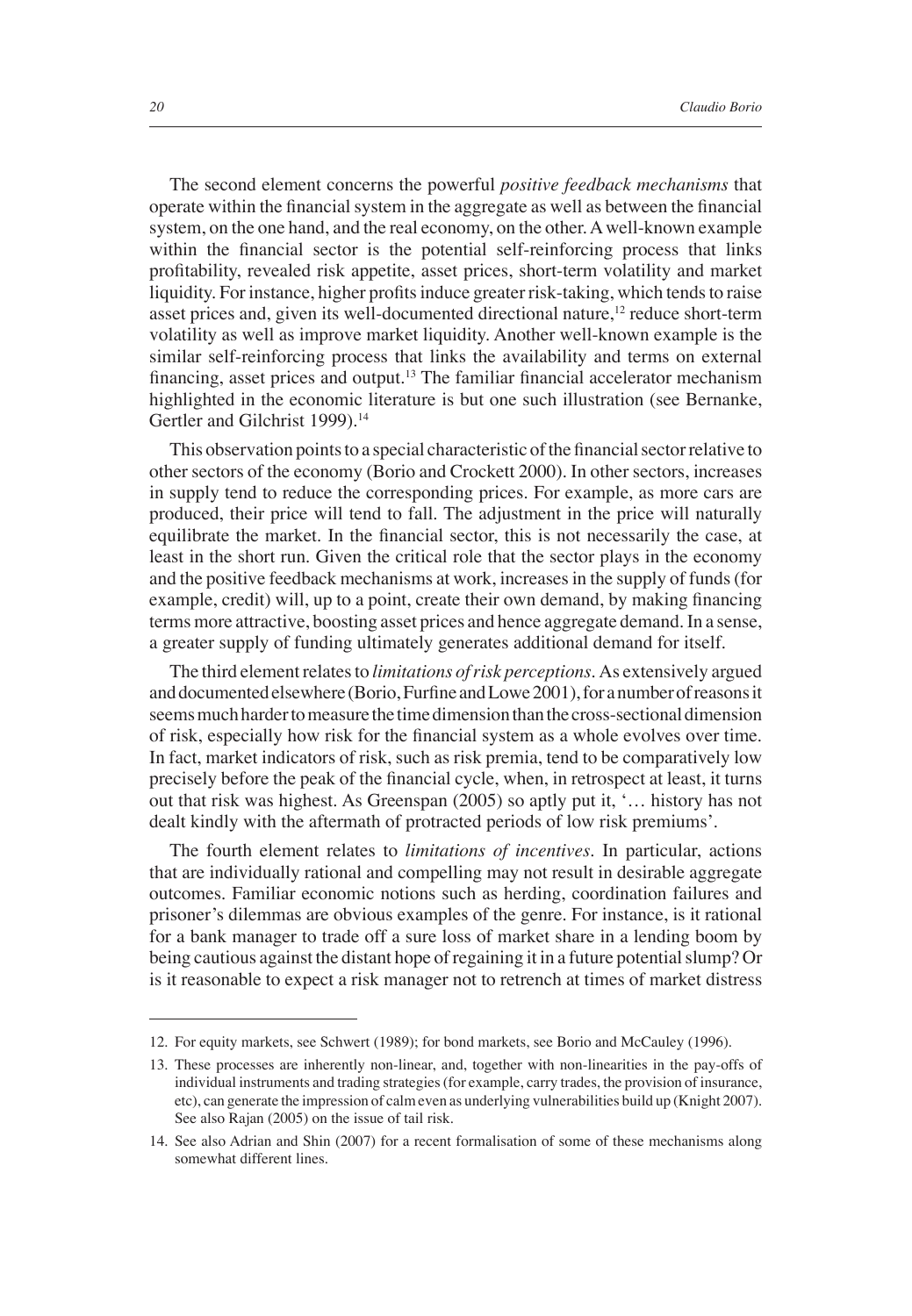The second element concerns the powerful *positive feedback mechanisms* that operate within the financial system in the aggregate as well as between the financial system, on the one hand, and the real economy, on the other. A well-known example within the financial sector is the potential self-reinforcing process that links profitability, revealed risk appetite, asset prices, short-term volatility and market liquidity. For instance, higher profits induce greater risk-taking, which tends to raise asset prices and, given its well-documented directional nature,[12] reduce short-term volatility as well as improve market liquidity. Another well-known example is the similar self-reinforcing process that links the availability and terms on external financing, asset prices and output.[13] The familiar financial accelerator mechanism highlighted in the economic literature is but one such illustration (see Bernanke, Gertler and Gilchrist 1999).[14]

This observation points to a special characteristic of the financial sector relative to other sectors of the economy (Borio and Crockett 2000). In other sectors, increases in supply tend to reduce the corresponding prices. For example, as more cars are produced, their price will tend to fall. The adjustment in the price will naturally equilibrate the market. In the financial sector, this is not necessarily the case, at least in the short run. Given the critical role that the sector plays in the economy and the positive feedback mechanisms at work, increases in the supply of funds (for example, credit) will, up to a point, create their own demand, by making financing terms more attractive, boosting asset prices and hence aggregate demand. In a sense, a greater supply of funding ultimately generates additional demand for itself.

The third element relates to *limitations of risk perceptions*. As extensively argued and documented elsewhere (Borio, Furfine and Lowe 2001), for a number of reasons it seems much harder to measure the time dimension than the cross-sectional dimension of risk, especially how risk for the financial system as a whole evolves over time. In fact, market indicators of risk, such as risk premia, tend to be comparatively low precisely before the peak of the financial cycle, when, in retrospect at least, it turns out that risk was highest. As Greenspan (2005) so aptly put it, '… history has not dealt kindly with the aftermath of protracted periods of low risk premiums'.

The fourth element relates to *limitations of incentives*. In particular, actions that are individually rational and compelling may not result in desirable aggregate outcomes. Familiar economic notions such as herding, coordination failures and prisoner's dilemmas are obvious examples of the genre. For instance, is it rational for a bank manager to trade off a sure loss of market share in a lending boom by being cautious against the distant hope of regaining it in a future potential slump? Or is it reasonable to expect a risk manager not to retrench at times of market distress

---

12. For equity markets, see Schwert (1989); for bond markets, see Borio and McCauley (1996).

13. These processes are inherently non-linear, and, together with non-linearities in the pay-offs of individual instruments and trading strategies (for example, carry trades, the provision of insurance, etc), can generate the impression of calm even as underlying vulnerabilities build up (Knight 2007). See also Rajan (2005) on the issue of tail risk.

14. See also Adrian and Shin (2007) for a recent formalisation of some of these mechanisms along somewhat different lines.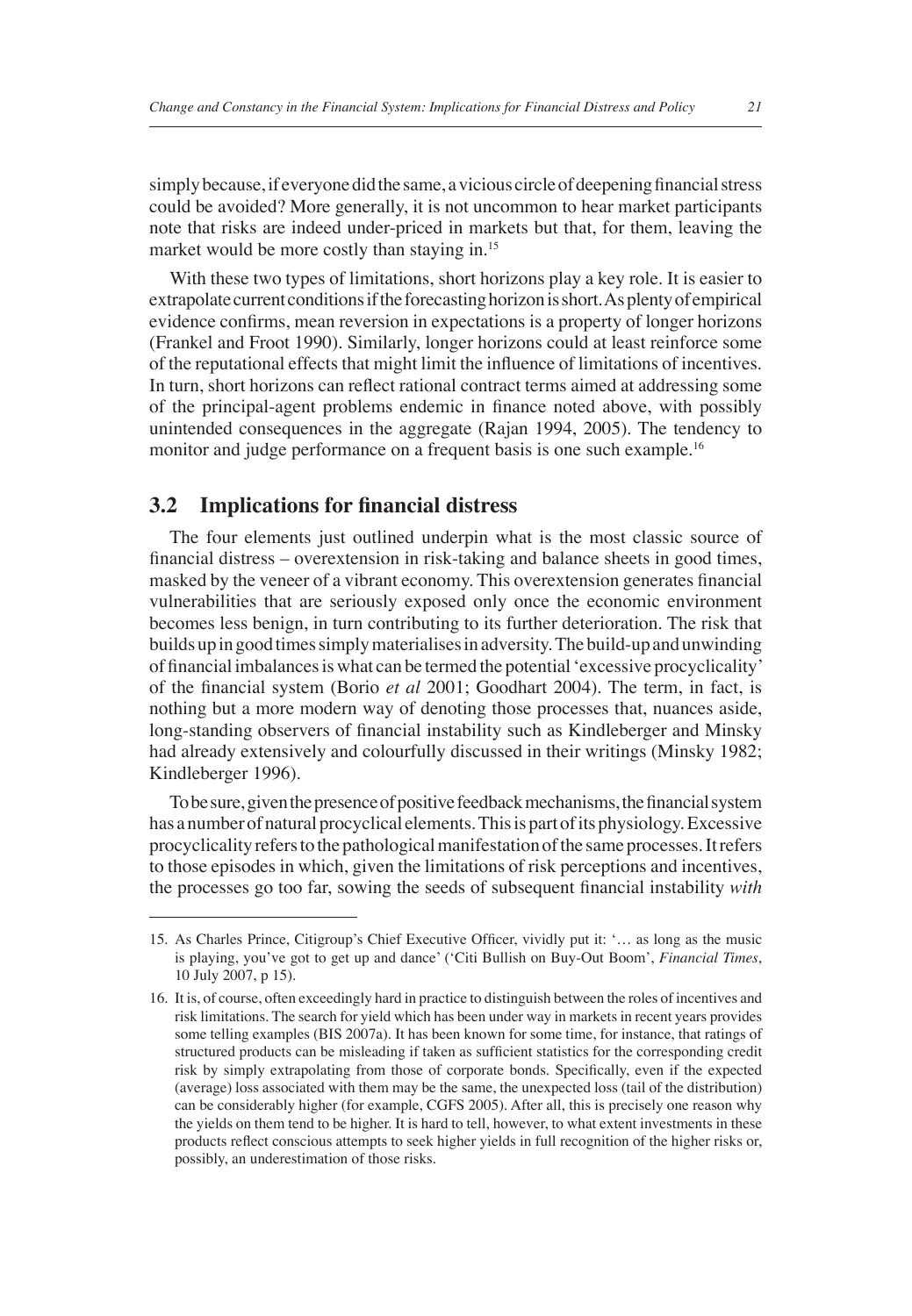simply because, if everyone did the same, a vicious circle of deepening financial stress could be avoided? More generally, it is not uncommon to hear market participants note that risks are indeed under-priced in markets but that, for them, leaving the market would be more costly than staying in.[15]

With these two types of limitations, short horizons play a key role. It is easier to extrapolate current conditions if the forecasting horizon is short. As plenty of empirical evidence confirms, mean reversion in expectations is a property of longer horizons (Frankel and Froot 1990). Similarly, longer horizons could at least reinforce some of the reputational effects that might limit the influence of limitations of incentives. In turn, short horizons can reflect rational contract terms aimed at addressing some of the principal-agent problems endemic in finance noted above, with possibly unintended consequences in the aggregate (Rajan 1994, 2005). The tendency to monitor and judge performance on a frequent basis is one such example.[16]

## 3.2 Implications for financial distress

The four elements just outlined underpin what is the most classic source of financial distress – overextension in risk-taking and balance sheets in good times, masked by the veneer of a vibrant economy. This overextension generates financial vulnerabilities that are seriously exposed only once the economic environment becomes less benign, in turn contributing to its further deterioration. The risk that builds up in good times simply materialises in adversity. The build-up and unwinding of financial imbalances is what can be termed the potential 'excessive procyclicality' of the financial system (Borio *et al* 2001; Goodhart 2004). The term, in fact, is nothing but a more modern way of denoting those processes that, nuances aside, long-standing observers of financial instability such as Kindleberger and Minsky had already extensively and colourfully discussed in their writings (Minsky 1982; Kindleberger 1996).

To be sure, given the presence of positive feedback mechanisms, the financial system has a number of natural procyclical elements. This is part of its physiology. Excessive procyclicality refers to the pathological manifestation of the same processes. It refers to those episodes in which, given the limitations of risk perceptions and incentives, the processes go too far, sowing the seeds of subsequent financial instability *with*

15. As Charles Prince, Citigroup's Chief Executive Officer, vividly put it: '… as long as the music is playing, you've got to get up and dance' ('Citi Bullish on Buy-Out Boom', *Financial Times*, 10 July 2007, p 15).

16. It is, of course, often exceedingly hard in practice to distinguish between the roles of incentives and risk limitations. The search for yield which has been under way in markets in recent years provides some telling examples (BIS 2007a). It has been known for some time, for instance, that ratings of structured products can be misleading if taken as sufficient statistics for the corresponding credit risk by simply extrapolating from those of corporate bonds. Specifically, even if the expected (average) loss associated with them may be the same, the unexpected loss (tail of the distribution) can be considerably higher (for example, CGFS 2005). After all, this is precisely one reason why the yields on them tend to be higher. It is hard to tell, however, to what extent investments in these products reflect conscious attempts to seek higher yields in full recognition of the higher risks or, possibly, an underestimation of those risks.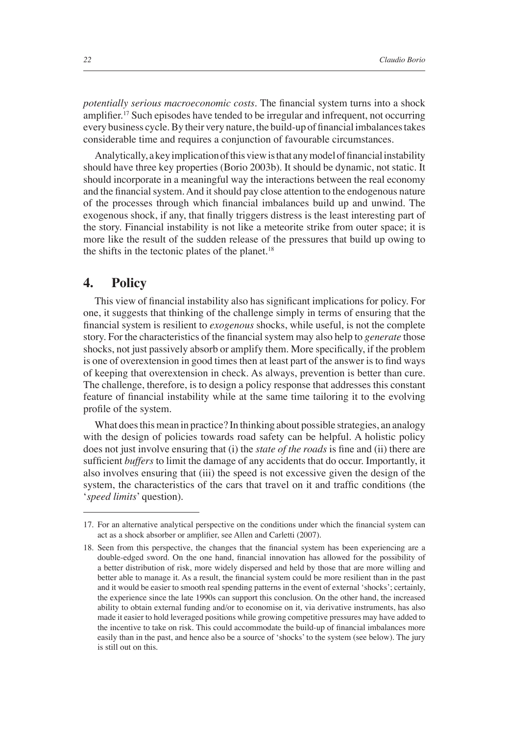*potentially serious macroeconomic costs*. The financial system turns into a shock amplifier.[17] Such episodes have tended to be irregular and infrequent, not occurring every business cycle. By their very nature, the build-up of financial imbalances takes considerable time and requires a conjunction of favourable circumstances.

Analytically, a key implication of this view is that any model of financial instability should have three key properties (Borio 2003b). It should be dynamic, not static. It should incorporate in a meaningful way the interactions between the real economy and the financial system. And it should pay close attention to the endogenous nature of the processes through which financial imbalances build up and unwind. The exogenous shock, if any, that finally triggers distress is the least interesting part of the story. Financial instability is not like a meteorite strike from outer space; it is more like the result of the sudden release of the pressures that build up owing to the shifts in the tectonic plates of the planet.[18]

## 4. Policy

This view of financial instability also has significant implications for policy. For one, it suggests that thinking of the challenge simply in terms of ensuring that the financial system is resilient to *exogenous* shocks, while useful, is not the complete story. For the characteristics of the financial system may also help to *generate* those shocks, not just passively absorb or amplify them. More specifically, if the problem is one of overextension in good times then at least part of the answer is to find ways of keeping that overextension in check. As always, prevention is better than cure. The challenge, therefore, is to design a policy response that addresses this constant feature of financial instability while at the same time tailoring it to the evolving profile of the system.

What does this mean in practice? In thinking about possible strategies, an analogy with the design of policies towards road safety can be helpful. A holistic policy does not just involve ensuring that (i) the *state of the roads* is fine and (ii) there are sufficient *buffers* to limit the damage of any accidents that do occur. Importantly, it also involves ensuring that (iii) the speed is not excessive given the design of the system, the characteristics of the cars that travel on it and traffic conditions (the '*speed limits*' question).

---

17. For an alternative analytical perspective on the conditions under which the financial system can act as a shock absorber or amplifier, see Allen and Carletti (2007).

18. Seen from this perspective, the changes that the financial system has been experiencing are a double-edged sword. On the one hand, financial innovation has allowed for the possibility of a better distribution of risk, more widely dispersed and held by those that are more willing and better able to manage it. As a result, the financial system could be more resilient than in the past and it would be easier to smooth real spending patterns in the event of external 'shocks'; certainly, the experience since the late 1990s can support this conclusion. On the other hand, the increased ability to obtain external funding and/or to economise on it, via derivative instruments, has also made it easier to hold leveraged positions while growing competitive pressures may have added to the incentive to take on risk. This could accommodate the build-up of financial imbalances more easily than in the past, and hence also be a source of 'shocks' to the system (see below). The jury is still out on this.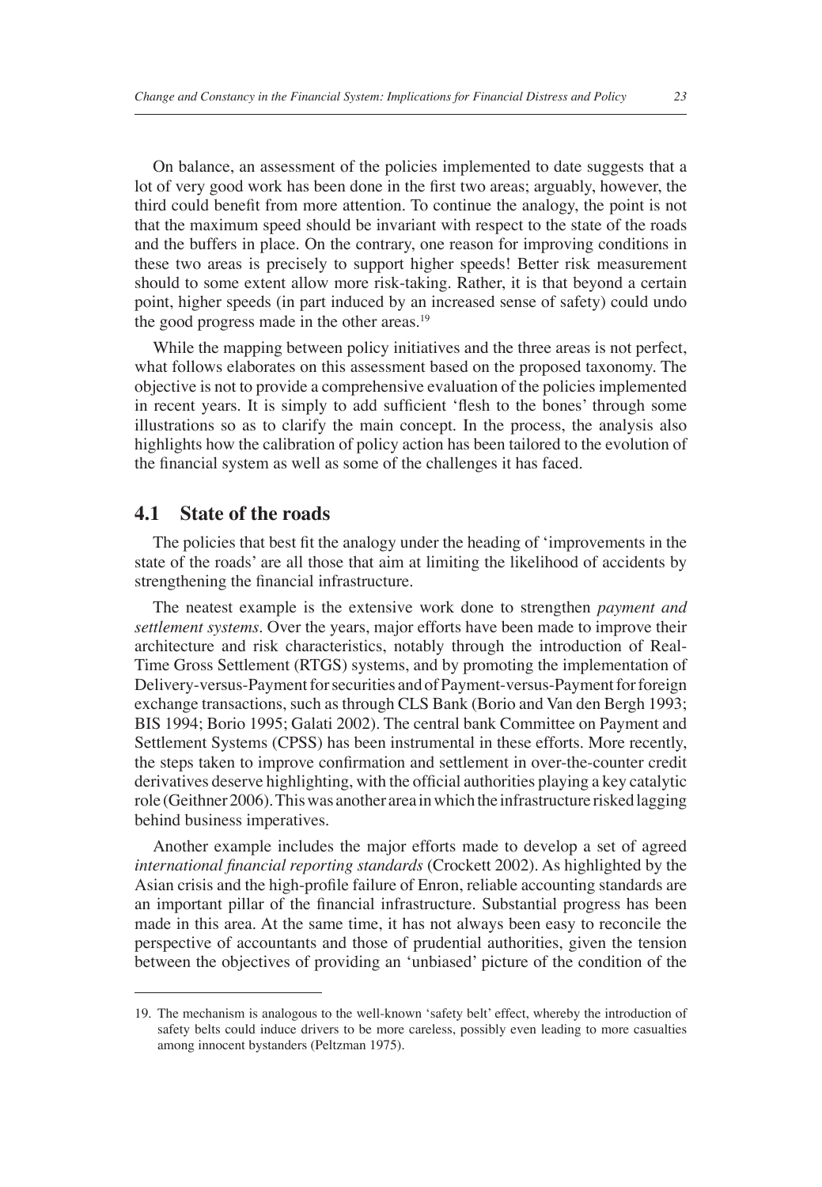On balance, an assessment of the policies implemented to date suggests that a lot of very good work has been done in the first two areas; arguably, however, the third could benefit from more attention. To continue the analogy, the point is not that the maximum speed should be invariant with respect to the state of the roads and the buffers in place. On the contrary, one reason for improving conditions in these two areas is precisely to support higher speeds! Better risk measurement should to some extent allow more risk-taking. Rather, it is that beyond a certain point, higher speeds (in part induced by an increased sense of safety) could undo the good progress made in the other areas.[19]

While the mapping between policy initiatives and the three areas is not perfect, what follows elaborates on this assessment based on the proposed taxonomy. The objective is not to provide a comprehensive evaluation of the policies implemented in recent years. It is simply to add sufficient 'flesh to the bones' through some illustrations so as to clarify the main concept. In the process, the analysis also highlights how the calibration of policy action has been tailored to the evolution of the financial system as well as some of the challenges it has faced.

## 4.1 State of the roads

The policies that best fit the analogy under the heading of 'improvements in the state of the roads' are all those that aim at limiting the likelihood of accidents by strengthening the financial infrastructure.

The neatest example is the extensive work done to strengthen *payment and settlement systems*. Over the years, major efforts have been made to improve their architecture and risk characteristics, notably through the introduction of Real-Time Gross Settlement (RTGS) systems, and by promoting the implementation of Delivery-versus-Payment for securities and of Payment-versus-Payment for foreign exchange transactions, such as through CLS Bank (Borio and Van den Bergh 1993; BIS 1994; Borio 1995; Galati 2002). The central bank Committee on Payment and Settlement Systems (CPSS) has been instrumental in these efforts. More recently, the steps taken to improve confirmation and settlement in over-the-counter credit derivatives deserve highlighting, with the official authorities playing a key catalytic role (Geithner 2006). This was another area in which the infrastructure risked lagging behind business imperatives.

Another example includes the major efforts made to develop a set of agreed *international financial reporting standards* (Crockett 2002). As highlighted by the Asian crisis and the high-profile failure of Enron, reliable accounting standards are an important pillar of the financial infrastructure. Substantial progress has been made in this area. At the same time, it has not always been easy to reconcile the perspective of accountants and those of prudential authorities, given the tension between the objectives of providing an 'unbiased' picture of the condition of the

---

19. The mechanism is analogous to the well-known 'safety belt' effect, whereby the introduction of safety belts could induce drivers to be more careless, possibly even leading to more casualties among innocent bystanders (Peltzman 1975).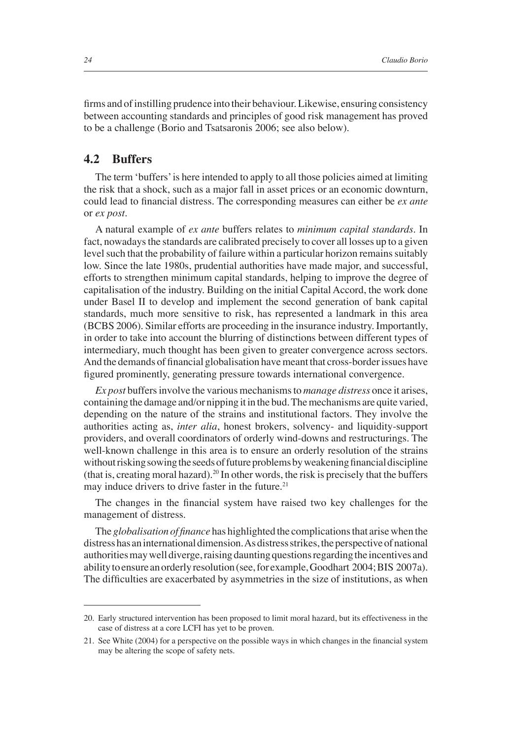firms and of instilling prudence into their behaviour. Likewise, ensuring consistency between accounting standards and principles of good risk management has proved to be a challenge (Borio and Tsatsaronis 2006; see also below).

## 4.2 Buffers

The term 'buffers' is here intended to apply to all those policies aimed at limiting the risk that a shock, such as a major fall in asset prices or an economic downturn, could lead to financial distress. The corresponding measures can either be *ex ante* or *ex post*.

A natural example of *ex ante* buffers relates to *minimum capital standards*. In fact, nowadays the standards are calibrated precisely to cover all losses up to a given level such that the probability of failure within a particular horizon remains suitably low. Since the late 1980s, prudential authorities have made major, and successful, efforts to strengthen minimum capital standards, helping to improve the degree of capitalisation of the industry. Building on the initial Capital Accord, the work done under Basel II to develop and implement the second generation of bank capital standards, much more sensitive to risk, has represented a landmark in this area (BCBS 2006). Similar efforts are proceeding in the insurance industry. Importantly, in order to take into account the blurring of distinctions between different types of intermediary, much thought has been given to greater convergence across sectors. And the demands of financial globalisation have meant that cross-border issues have figured prominently, generating pressure towards international convergence.

*Ex post* buffers involve the various mechanisms to *manage distress* once it arises, containing the damage and/or nipping it in the bud. The mechanisms are quite varied, depending on the nature of the strains and institutional factors. They involve the authorities acting as, *inter alia*, honest brokers, solvency- and liquidity-support providers, and overall coordinators of orderly wind-downs and restructurings. The well-known challenge in this area is to ensure an orderly resolution of the strains without risking sowing the seeds of future problems by weakening financial discipline (that is, creating moral hazard).[20] In other words, the risk is precisely that the buffers may induce drivers to drive faster in the future.[21]

The changes in the financial system have raised two key challenges for the management of distress.

The *globalisation of finance* has highlighted the complications that arise when the distress has an international dimension. As distress strikes, the perspective of national authorities may well diverge, raising daunting questions regarding the incentives and ability to ensure an orderly resolution (see, for example, Goodhart 2004; BIS 2007a). The difficulties are exacerbated by asymmetries in the size of institutions, as when

---

20. Early structured intervention has been proposed to limit moral hazard, but its effectiveness in the case of distress at a core LCFI has yet to be proven.

21. See White (2004) for a perspective on the possible ways in which changes in the financial system may be altering the scope of safety nets.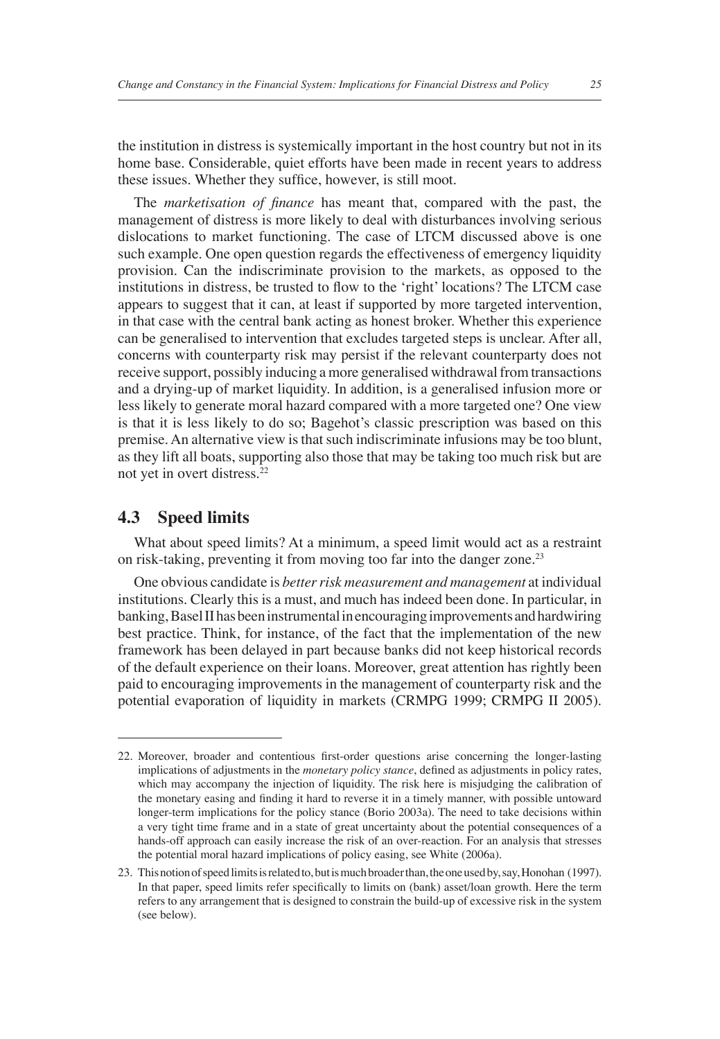the institution in distress is systemically important in the host country but not in its home base. Considerable, quiet efforts have been made in recent years to address these issues. Whether they suffice, however, is still moot.

The *marketisation of finance* has meant that, compared with the past, the management of distress is more likely to deal with disturbances involving serious dislocations to market functioning. The case of LTCM discussed above is one such example. One open question regards the effectiveness of emergency liquidity provision. Can the indiscriminate provision to the markets, as opposed to the institutions in distress, be trusted to flow to the 'right' locations? The LTCM case appears to suggest that it can, at least if supported by more targeted intervention, in that case with the central bank acting as honest broker. Whether this experience can be generalised to intervention that excludes targeted steps is unclear. After all, concerns with counterparty risk may persist if the relevant counterparty does not receive support, possibly inducing a more generalised withdrawal from transactions and a drying-up of market liquidity. In addition, is a generalised infusion more or less likely to generate moral hazard compared with a more targeted one? One view is that it is less likely to do so; Bagehot's classic prescription was based on this premise. An alternative view is that such indiscriminate infusions may be too blunt, as they lift all boats, supporting also those that may be taking too much risk but are not yet in overt distress.[22]

## 4.3 Speed limits

What about speed limits? At a minimum, a speed limit would act as a restraint on risk-taking, preventing it from moving too far into the danger zone.[23]

One obvious candidate is *better risk measurement and management* at individual institutions. Clearly this is a must, and much has indeed been done. In particular, in banking, Basel II has been instrumental in encouraging improvements and hardwiring best practice. Think, for instance, of the fact that the implementation of the new framework has been delayed in part because banks did not keep historical records of the default experience on their loans. Moreover, great attention has rightly been paid to encouraging improvements in the management of counterparty risk and the potential evaporation of liquidity in markets (CRMPG 1999; CRMPG II 2005).

---

22. Moreover, broader and contentious first-order questions arise concerning the longer-lasting implications of adjustments in the *monetary policy stance*, defined as adjustments in policy rates, which may accompany the injection of liquidity. The risk here is misjudging the calibration of the monetary easing and finding it hard to reverse it in a timely manner, with possible untoward longer-term implications for the policy stance (Borio 2003a). The need to take decisions within a very tight time frame and in a state of great uncertainty about the potential consequences of a hands-off approach can easily increase the risk of an over-reaction. For an analysis that stresses the potential moral hazard implications of policy easing, see White (2006a).

23. This notion of speed limits is related to, but is much broader than, the one used by, say, Honohan (1997). In that paper, speed limits refer specifically to limits on (bank) asset/loan growth. Here the term refers to any arrangement that is designed to constrain the build-up of excessive risk in the system (see below).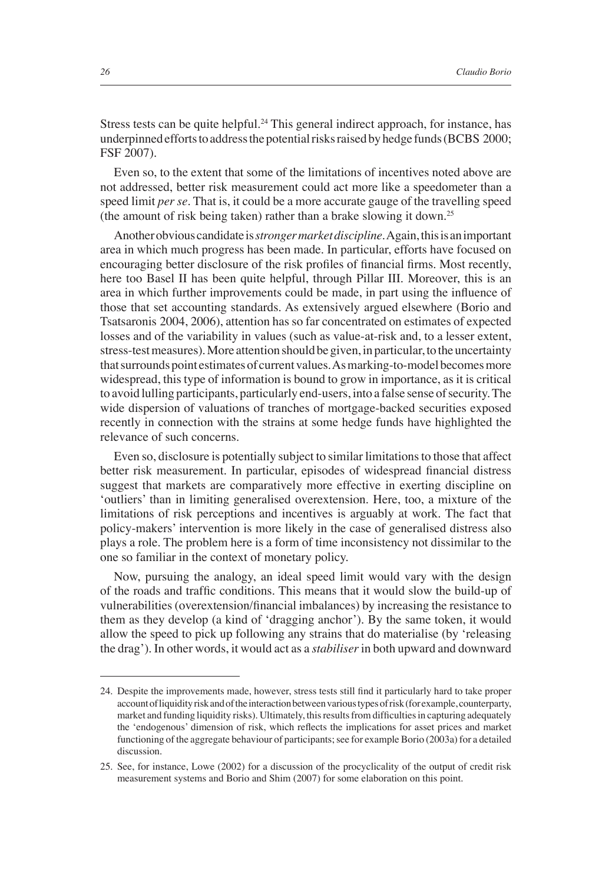Stress tests can be quite helpful.[24] This general indirect approach, for instance, has underpinned efforts to address the potential risks raised by hedge funds (BCBS 2000; FSF 2007).

Even so, to the extent that some of the limitations of incentives noted above are not addressed, better risk measurement could act more like a speedometer than a speed limit *per se*. That is, it could be a more accurate gauge of the travelling speed (the amount of risk being taken) rather than a brake slowing it down.[25]

Another obvious candidate is *stronger market discipline*. Again, this is an important area in which much progress has been made. In particular, efforts have focused on encouraging better disclosure of the risk profiles of financial firms. Most recently, here too Basel II has been quite helpful, through Pillar III. Moreover, this is an area in which further improvements could be made, in part using the influence of those that set accounting standards. As extensively argued elsewhere (Borio and Tsatsaronis 2004, 2006), attention has so far concentrated on estimates of expected losses and of the variability in values (such as value-at-risk and, to a lesser extent, stress-test measures). More attention should be given, in particular, to the uncertainty that surrounds point estimates of current values. As marking-to-model becomes more widespread, this type of information is bound to grow in importance, as it is critical to avoid lulling participants, particularly end-users, into a false sense of security. The wide dispersion of valuations of tranches of mortgage-backed securities exposed recently in connection with the strains at some hedge funds have highlighted the relevance of such concerns.

Even so, disclosure is potentially subject to similar limitations to those that affect better risk measurement. In particular, episodes of widespread financial distress suggest that markets are comparatively more effective in exerting discipline on 'outliers' than in limiting generalised overextension. Here, too, a mixture of the limitations of risk perceptions and incentives is arguably at work. The fact that policy-makers' intervention is more likely in the case of generalised distress also plays a role. The problem here is a form of time inconsistency not dissimilar to the one so familiar in the context of monetary policy.

Now, pursuing the analogy, an ideal speed limit would vary with the design of the roads and traffic conditions. This means that it would slow the build-up of vulnerabilities (overextension/financial imbalances) by increasing the resistance to them as they develop (a kind of 'dragging anchor'). By the same token, it would allow the speed to pick up following any strains that do materialise (by 'releasing the drag'). In other words, it would act as a *stabiliser* in both upward and downward

---

24. Despite the improvements made, however, stress tests still find it particularly hard to take proper account of liquidity risk and of the interaction between various types of risk (for example, counterparty, market and funding liquidity risks). Ultimately, this results from difficulties in capturing adequately the 'endogenous' dimension of risk, which reflects the implications for asset prices and market functioning of the aggregate behaviour of participants; see for example Borio (2003a) for a detailed discussion.

25. See, for instance, Lowe (2002) for a discussion of the procyclicality of the output of credit risk measurement systems and Borio and Shim (2007) for some elaboration on this point.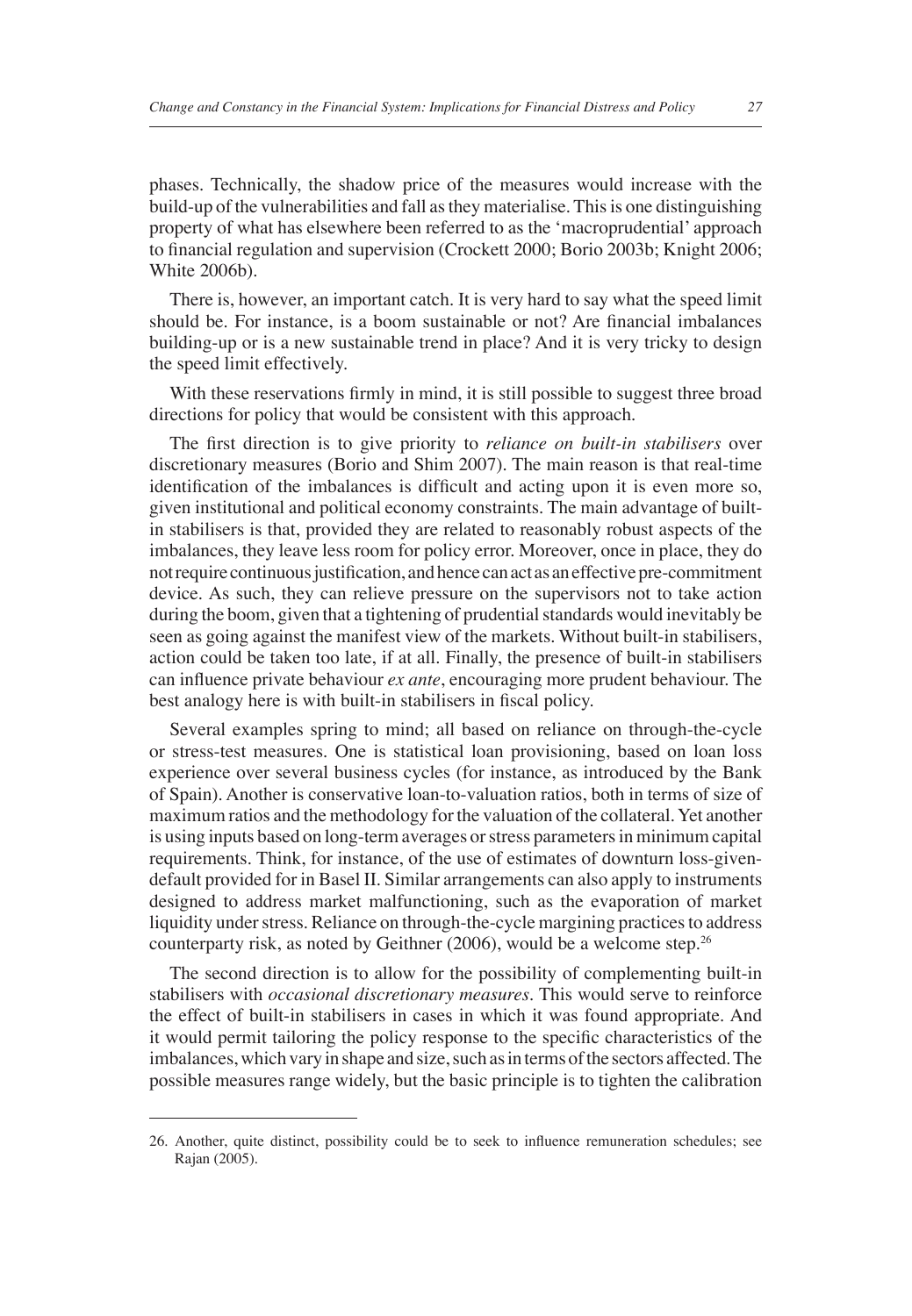phases. Technically, the shadow price of the measures would increase with the build-up of the vulnerabilities and fall as they materialise. This is one distinguishing property of what has elsewhere been referred to as the 'macroprudential' approach to financial regulation and supervision (Crockett 2000; Borio 2003b; Knight 2006; White 2006b).

There is, however, an important catch. It is very hard to say what the speed limit should be. For instance, is a boom sustainable or not? Are financial imbalances building-up or is a new sustainable trend in place? And it is very tricky to design the speed limit effectively.

With these reservations firmly in mind, it is still possible to suggest three broad directions for policy that would be consistent with this approach.

The first direction is to give priority to *reliance on built-in stabilisers* over discretionary measures (Borio and Shim 2007). The main reason is that real-time identification of the imbalances is difficult and acting upon it is even more so, given institutional and political economy constraints. The main advantage of built-in stabilisers is that, provided they are related to reasonably robust aspects of the imbalances, they leave less room for policy error. Moreover, once in place, they do not require continuous justification, and hence can act as an effective pre-commitment device. As such, they can relieve pressure on the supervisors not to take action during the boom, given that a tightening of prudential standards would inevitably be seen as going against the manifest view of the markets. Without built-in stabilisers, action could be taken too late, if at all. Finally, the presence of built-in stabilisers can influence private behaviour *ex ante*, encouraging more prudent behaviour. The best analogy here is with built-in stabilisers in fiscal policy.

Several examples spring to mind; all based on reliance on through-the-cycle or stress-test measures. One is statistical loan provisioning, based on loan loss experience over several business cycles (for instance, as introduced by the Bank of Spain). Another is conservative loan-to-valuation ratios, both in terms of size of maximum ratios and the methodology for the valuation of the collateral. Yet another is using inputs based on long-term averages or stress parameters in minimum capital requirements. Think, for instance, of the use of estimates of downturn loss-given-default provided for in Basel II. Similar arrangements can also apply to instruments designed to address market malfunctioning, such as the evaporation of market liquidity under stress. Reliance on through-the-cycle margining practices to address counterparty risk, as noted by Geithner (2006), would be a welcome step.[26]

The second direction is to allow for the possibility of complementing built-in stabilisers with *occasional discretionary measures*. This would serve to reinforce the effect of built-in stabilisers in cases in which it was found appropriate. And it would permit tailoring the policy response to the specific characteristics of the imbalances, which vary in shape and size, such as in terms of the sectors affected. The possible measures range widely, but the basic principle is to tighten the calibration

26. Another, quite distinct, possibility could be to seek to influence remuneration schedules; see Rajan (2005).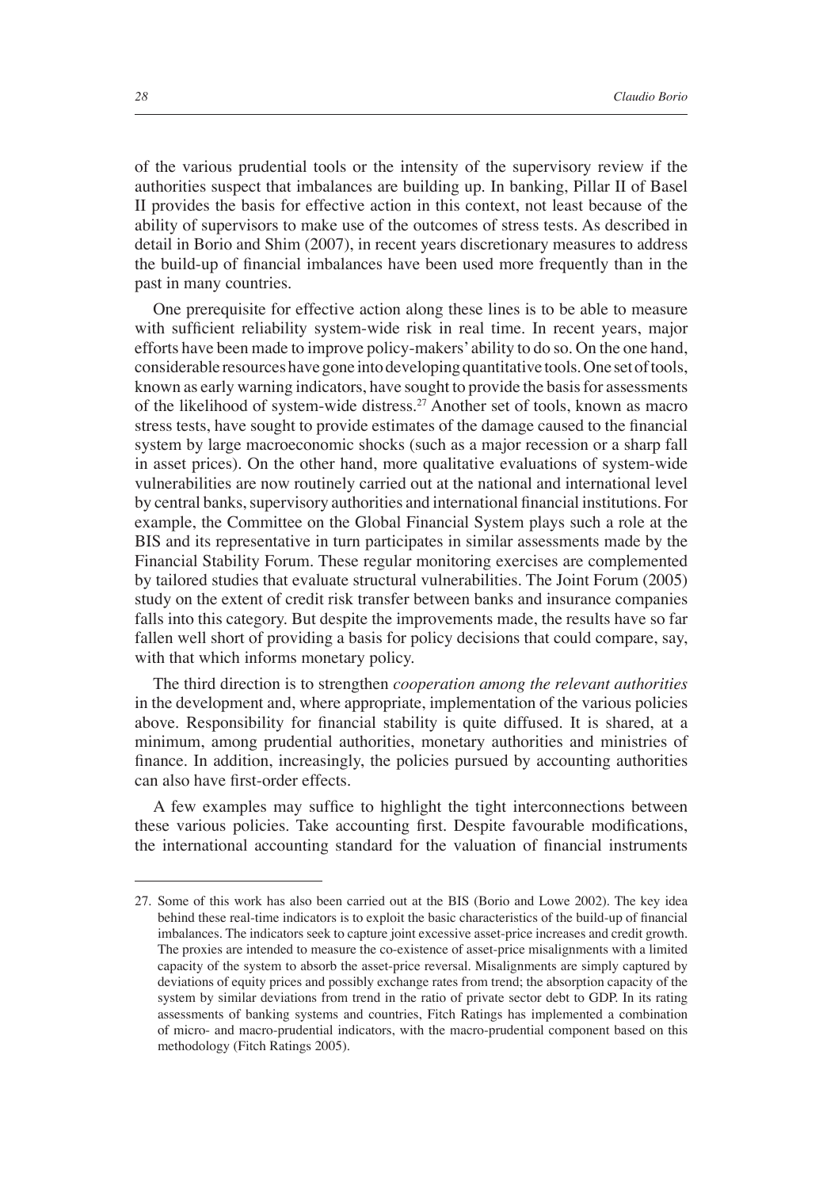of the various prudential tools or the intensity of the supervisory review if the authorities suspect that imbalances are building up. In banking, Pillar II of Basel II provides the basis for effective action in this context, not least because of the ability of supervisors to make use of the outcomes of stress tests. As described in detail in Borio and Shim (2007), in recent years discretionary measures to address the build-up of financial imbalances have been used more frequently than in the past in many countries.

One prerequisite for effective action along these lines is to be able to measure with sufficient reliability system-wide risk in real time. In recent years, major efforts have been made to improve policy-makers' ability to do so. On the one hand, considerable resources have gone into developing quantitative tools. One set of tools, known as early warning indicators, have sought to provide the basis for assessments of the likelihood of system-wide distress.[27] Another set of tools, known as macro stress tests, have sought to provide estimates of the damage caused to the financial system by large macroeconomic shocks (such as a major recession or a sharp fall in asset prices). On the other hand, more qualitative evaluations of system-wide vulnerabilities are now routinely carried out at the national and international level by central banks, supervisory authorities and international financial institutions. For example, the Committee on the Global Financial System plays such a role at the BIS and its representative in turn participates in similar assessments made by the Financial Stability Forum. These regular monitoring exercises are complemented by tailored studies that evaluate structural vulnerabilities. The Joint Forum (2005) study on the extent of credit risk transfer between banks and insurance companies falls into this category. But despite the improvements made, the results have so far fallen well short of providing a basis for policy decisions that could compare, say, with that which informs monetary policy.

The third direction is to strengthen *cooperation among the relevant authorities* in the development and, where appropriate, implementation of the various policies above. Responsibility for financial stability is quite diffused. It is shared, at a minimum, among prudential authorities, monetary authorities and ministries of finance. In addition, increasingly, the policies pursued by accounting authorities can also have first-order effects.

A few examples may suffice to highlight the tight interconnections between these various policies. Take accounting first. Despite favourable modifications, the international accounting standard for the valuation of financial instruments

---

27. Some of this work has also been carried out at the BIS (Borio and Lowe 2002). The key idea behind these real-time indicators is to exploit the basic characteristics of the build-up of financial imbalances. The indicators seek to capture joint excessive asset-price increases and credit growth. The proxies are intended to measure the co-existence of asset-price misalignments with a limited capacity of the system to absorb the asset-price reversal. Misalignments are simply captured by deviations of equity prices and possibly exchange rates from trend; the absorption capacity of the system by similar deviations from trend in the ratio of private sector debt to GDP. In its rating assessments of banking systems and countries, Fitch Ratings has implemented a combination of micro- and macro-prudential indicators, with the macro-prudential component based on this methodology (Fitch Ratings 2005).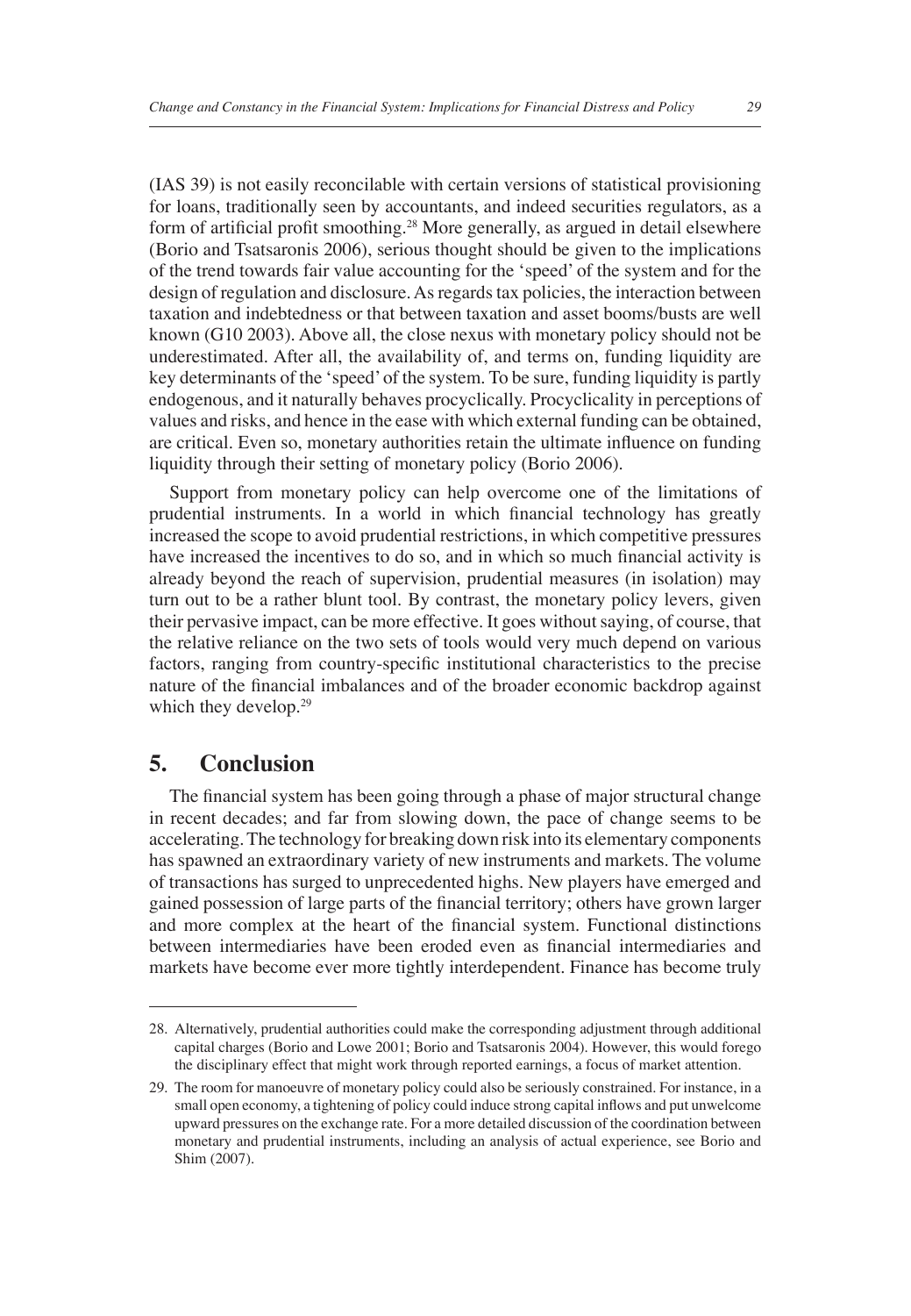(IAS 39) is not easily reconcilable with certain versions of statistical provisioning for loans, traditionally seen by accountants, and indeed securities regulators, as a form of artificial profit smoothing.[28] More generally, as argued in detail elsewhere (Borio and Tsatsaronis 2006), serious thought should be given to the implications of the trend towards fair value accounting for the 'speed' of the system and for the design of regulation and disclosure. As regards tax policies, the interaction between taxation and indebtedness or that between taxation and asset booms/busts are well known (G10 2003). Above all, the close nexus with monetary policy should not be underestimated. After all, the availability of, and terms on, funding liquidity are key determinants of the 'speed' of the system. To be sure, funding liquidity is partly endogenous, and it naturally behaves procyclically. Procyclicality in perceptions of values and risks, and hence in the ease with which external funding can be obtained, are critical. Even so, monetary authorities retain the ultimate influence on funding liquidity through their setting of monetary policy (Borio 2006).

Support from monetary policy can help overcome one of the limitations of prudential instruments. In a world in which financial technology has greatly increased the scope to avoid prudential restrictions, in which competitive pressures have increased the incentives to do so, and in which so much financial activity is already beyond the reach of supervision, prudential measures (in isolation) may turn out to be a rather blunt tool. By contrast, the monetary policy levers, given their pervasive impact, can be more effective. It goes without saying, of course, that the relative reliance on the two sets of tools would very much depend on various factors, ranging from country-specific institutional characteristics to the precise nature of the financial imbalances and of the broader economic backdrop against which they develop.[29]

## 5. Conclusion

The financial system has been going through a phase of major structural change in recent decades; and far from slowing down, the pace of change seems to be accelerating. The technology for breaking down risk into its elementary components has spawned an extraordinary variety of new instruments and markets. The volume of transactions has surged to unprecedented highs. New players have emerged and gained possession of large parts of the financial territory; others have grown larger and more complex at the heart of the financial system. Functional distinctions between intermediaries have been eroded even as financial intermediaries and markets have become ever more tightly interdependent. Finance has become truly

---

28. Alternatively, prudential authorities could make the corresponding adjustment through additional capital charges (Borio and Lowe 2001; Borio and Tsatsaronis 2004). However, this would forego the disciplinary effect that might work through reported earnings, a focus of market attention.

29. The room for manoeuvre of monetary policy could also be seriously constrained. For instance, in a small open economy, a tightening of policy could induce strong capital inflows and put unwelcome upward pressures on the exchange rate. For a more detailed discussion of the coordination between monetary and prudential instruments, including an analysis of actual experience, see Borio and Shim (2007).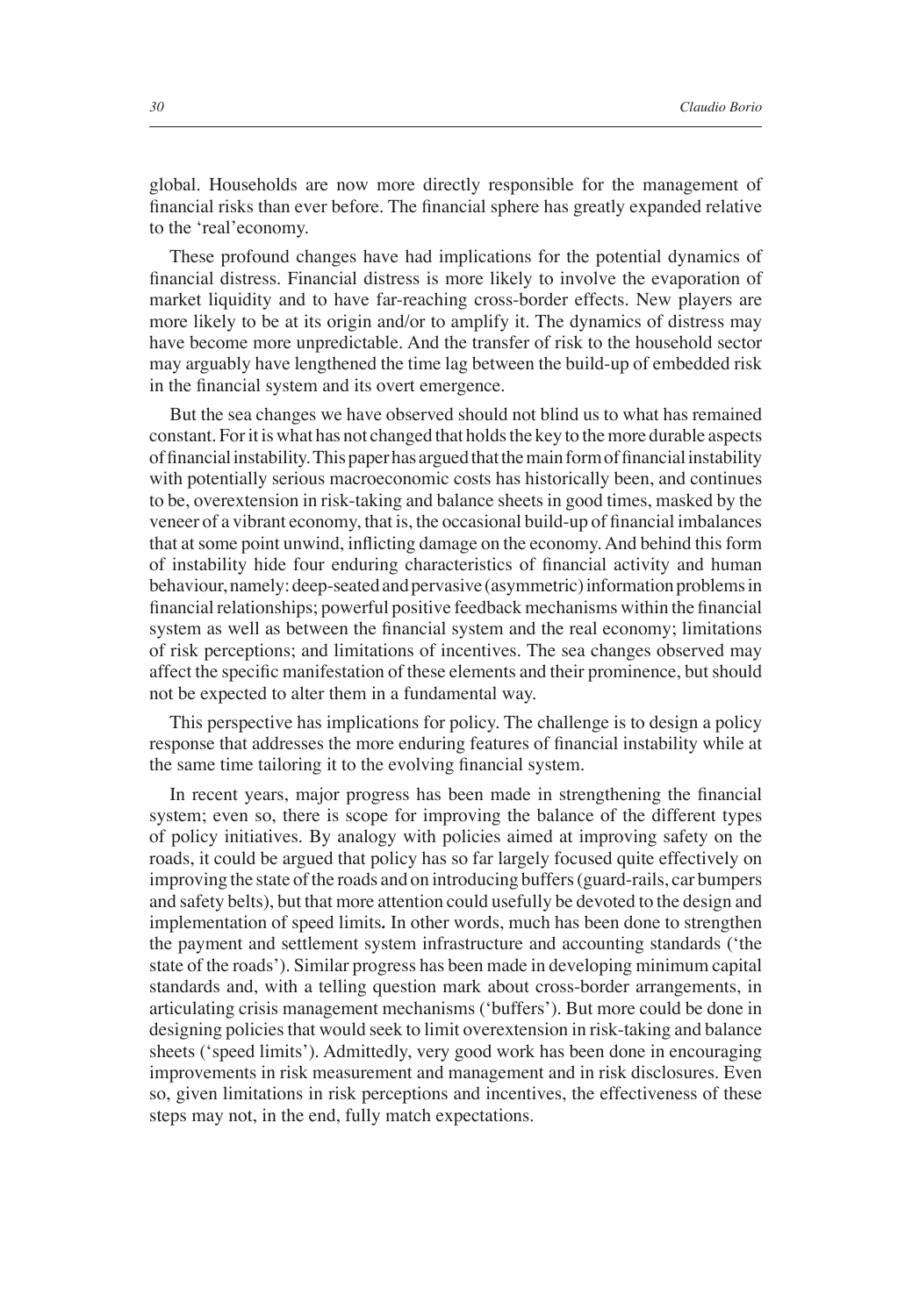global. Households are now more directly responsible for the management of financial risks than ever before. The financial sphere has greatly expanded relative to the 'real'economy.

These profound changes have had implications for the potential dynamics of financial distress. Financial distress is more likely to involve the evaporation of market liquidity and to have far-reaching cross-border effects. New players are more likely to be at its origin and/or to amplify it. The dynamics of distress may have become more unpredictable. And the transfer of risk to the household sector may arguably have lengthened the time lag between the build-up of embedded risk in the financial system and its overt emergence.

But the sea changes we have observed should not blind us to what has remained constant. For it is what has not changed that holds the key to the more durable aspects of financial instability. This paper has argued that the main form of financial instability with potentially serious macroeconomic costs has historically been, and continues to be, overextension in risk-taking and balance sheets in good times, masked by the veneer of a vibrant economy, that is, the occasional build-up of financial imbalances that at some point unwind, inflicting damage on the economy. And behind this form of instability hide four enduring characteristics of financial activity and human behaviour, namely: deep-seated and pervasive (asymmetric) information problems in financial relationships; powerful positive feedback mechanisms within the financial system as well as between the financial system and the real economy; limitations of risk perceptions; and limitations of incentives. The sea changes observed may affect the specific manifestation of these elements and their prominence, but should not be expected to alter them in a fundamental way.

This perspective has implications for policy. The challenge is to design a policy response that addresses the more enduring features of financial instability while at the same time tailoring it to the evolving financial system.

In recent years, major progress has been made in strengthening the financial system; even so, there is scope for improving the balance of the different types of policy initiatives. By analogy with policies aimed at improving safety on the roads, it could be argued that policy has so far largely focused quite effectively on improving the state of the roads and on introducing buffers (guard-rails, car bumpers and safety belts), but that more attention could usefully be devoted to the design and implementation of speed limits**.** In other words, much has been done to strengthen the payment and settlement system infrastructure and accounting standards ('the state of the roads'). Similar progress has been made in developing minimum capital standards and, with a telling question mark about cross-border arrangements, in articulating crisis management mechanisms ('buffers'). But more could be done in designing policies that would seek to limit overextension in risk-taking and balance sheets ('speed limits'). Admittedly, very good work has been done in encouraging improvements in risk measurement and management and in risk disclosures. Even so, given limitations in risk perceptions and incentives, the effectiveness of these steps may not, in the end, fully match expectations.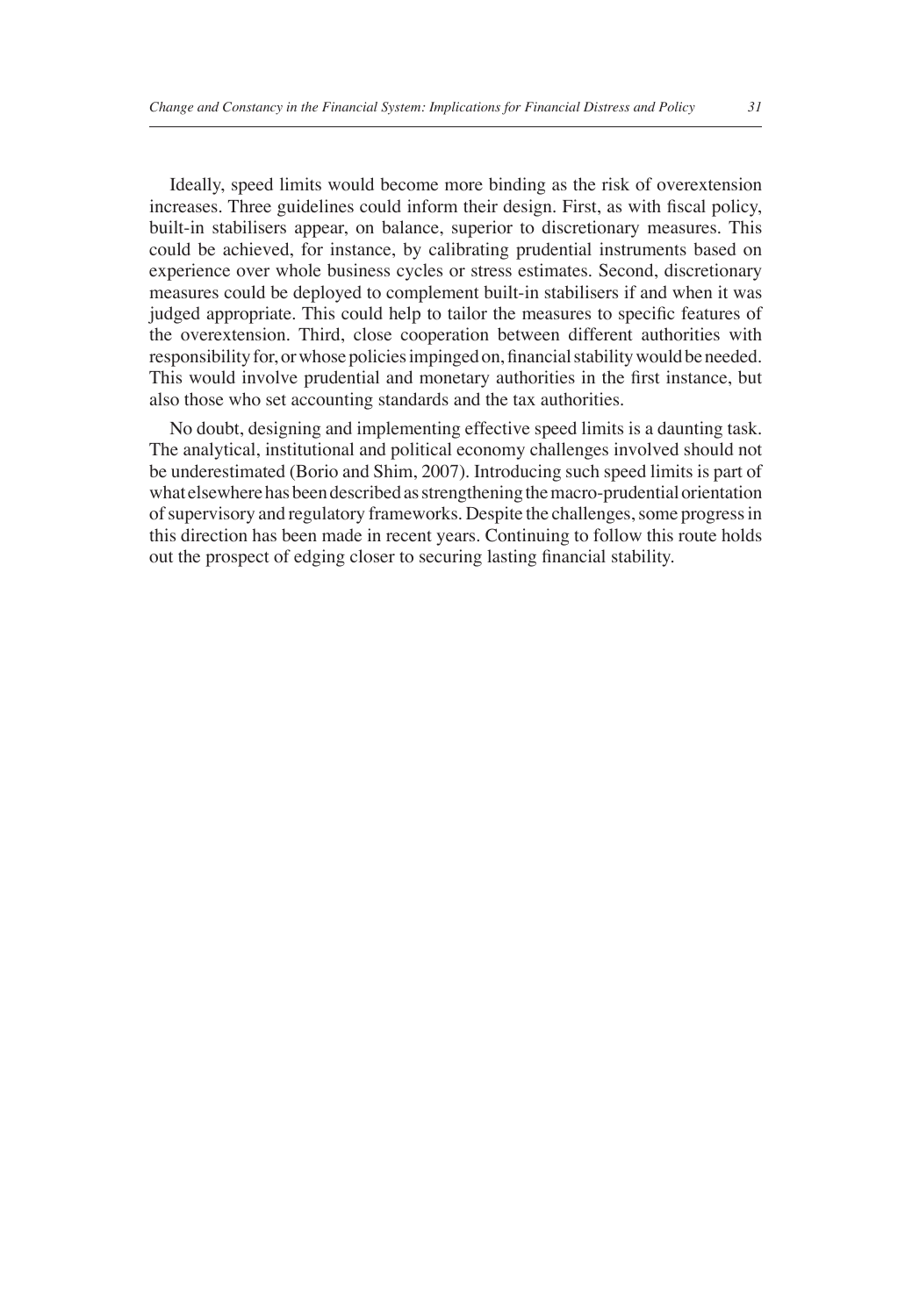Ideally, speed limits would become more binding as the risk of overextension increases. Three guidelines could inform their design. First, as with fiscal policy, built-in stabilisers appear, on balance, superior to discretionary measures. This could be achieved, for instance, by calibrating prudential instruments based on experience over whole business cycles or stress estimates. Second, discretionary measures could be deployed to complement built-in stabilisers if and when it was judged appropriate. This could help to tailor the measures to specific features of the overextension. Third, close cooperation between different authorities with responsibility for, or whose policies impinged on, financial stability would be needed. This would involve prudential and monetary authorities in the first instance, but also those who set accounting standards and the tax authorities.

No doubt, designing and implementing effective speed limits is a daunting task. The analytical, institutional and political economy challenges involved should not be underestimated (Borio and Shim, 2007). Introducing such speed limits is part of what elsewhere has been described as strengthening the macro-prudential orientation of supervisory and regulatory frameworks. Despite the challenges, some progress in this direction has been made in recent years. Continuing to follow this route holds out the prospect of edging closer to securing lasting financial stability.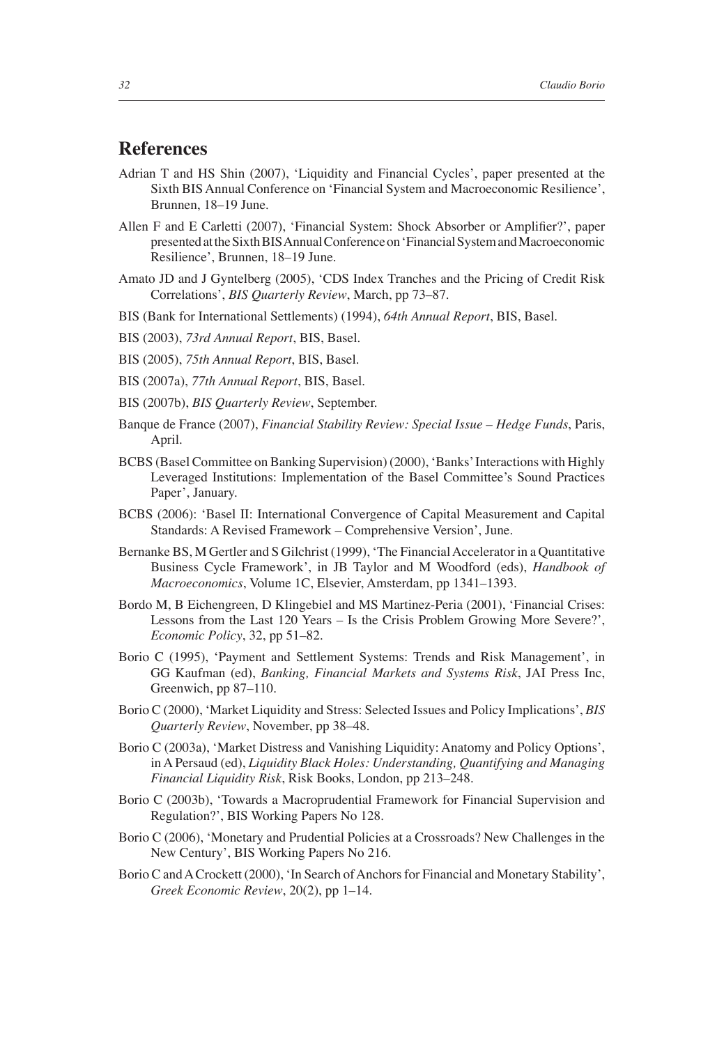## References

Adrian T and HS Shin (2007), 'Liquidity and Financial Cycles', paper presented at the Sixth BIS Annual Conference on 'Financial System and Macroeconomic Resilience', Brunnen, 18–19 June.

Allen F and E Carletti (2007), 'Financial System: Shock Absorber or Amplifier?', paper presented at the Sixth BIS Annual Conference on 'Financial System and Macroeconomic Resilience', Brunnen, 18–19 June.

Amato JD and J Gyntelberg (2005), 'CDS Index Tranches and the Pricing of Credit Risk Correlations', *BIS Quarterly Review*, March, pp 73–87.

BIS (Bank for International Settlements) (1994), *64th Annual Report*, BIS, Basel.

BIS (2003), *73rd Annual Report*, BIS, Basel.

BIS (2005), *75th Annual Report*, BIS, Basel.

BIS (2007a), *77th Annual Report*, BIS, Basel.

BIS (2007b), *BIS Quarterly Review*, September.

Banque de France (2007), *Financial Stability Review: Special Issue – Hedge Funds*, Paris, April.

BCBS (Basel Committee on Banking Supervision) (2000), 'Banks' Interactions with Highly Leveraged Institutions: Implementation of the Basel Committee's Sound Practices Paper', January.

BCBS (2006): 'Basel II: International Convergence of Capital Measurement and Capital Standards: A Revised Framework – Comprehensive Version', June.

Bernanke BS, M Gertler and S Gilchrist (1999), 'The Financial Accelerator in a Quantitative Business Cycle Framework', in JB Taylor and M Woodford (eds), *Handbook of Macroeconomics*, Volume 1C, Elsevier, Amsterdam, pp 1341–1393.

Bordo M, B Eichengreen, D Klingebiel and MS Martinez-Peria (2001), 'Financial Crises: Lessons from the Last 120 Years – Is the Crisis Problem Growing More Severe?', *Economic Policy*, 32, pp 51–82.

Borio C (1995), 'Payment and Settlement Systems: Trends and Risk Management', in GG Kaufman (ed), *Banking, Financial Markets and Systems Risk*, JAI Press Inc, Greenwich, pp 87–110.

Borio C (2000), 'Market Liquidity and Stress: Selected Issues and Policy Implications', *BIS Quarterly Review*, November, pp 38–48.

Borio C (2003a), 'Market Distress and Vanishing Liquidity: Anatomy and Policy Options', in A Persaud (ed), *Liquidity Black Holes: Understanding, Quantifying and Managing Financial Liquidity Risk*, Risk Books, London, pp 213–248.

Borio C (2003b), 'Towards a Macroprudential Framework for Financial Supervision and Regulation?', BIS Working Papers No 128.

Borio C (2006), 'Monetary and Prudential Policies at a Crossroads? New Challenges in the New Century', BIS Working Papers No 216.

Borio C and A Crockett (2000), 'In Search of Anchors for Financial and Monetary Stability', *Greek Economic Review*, 20(2), pp 1–14.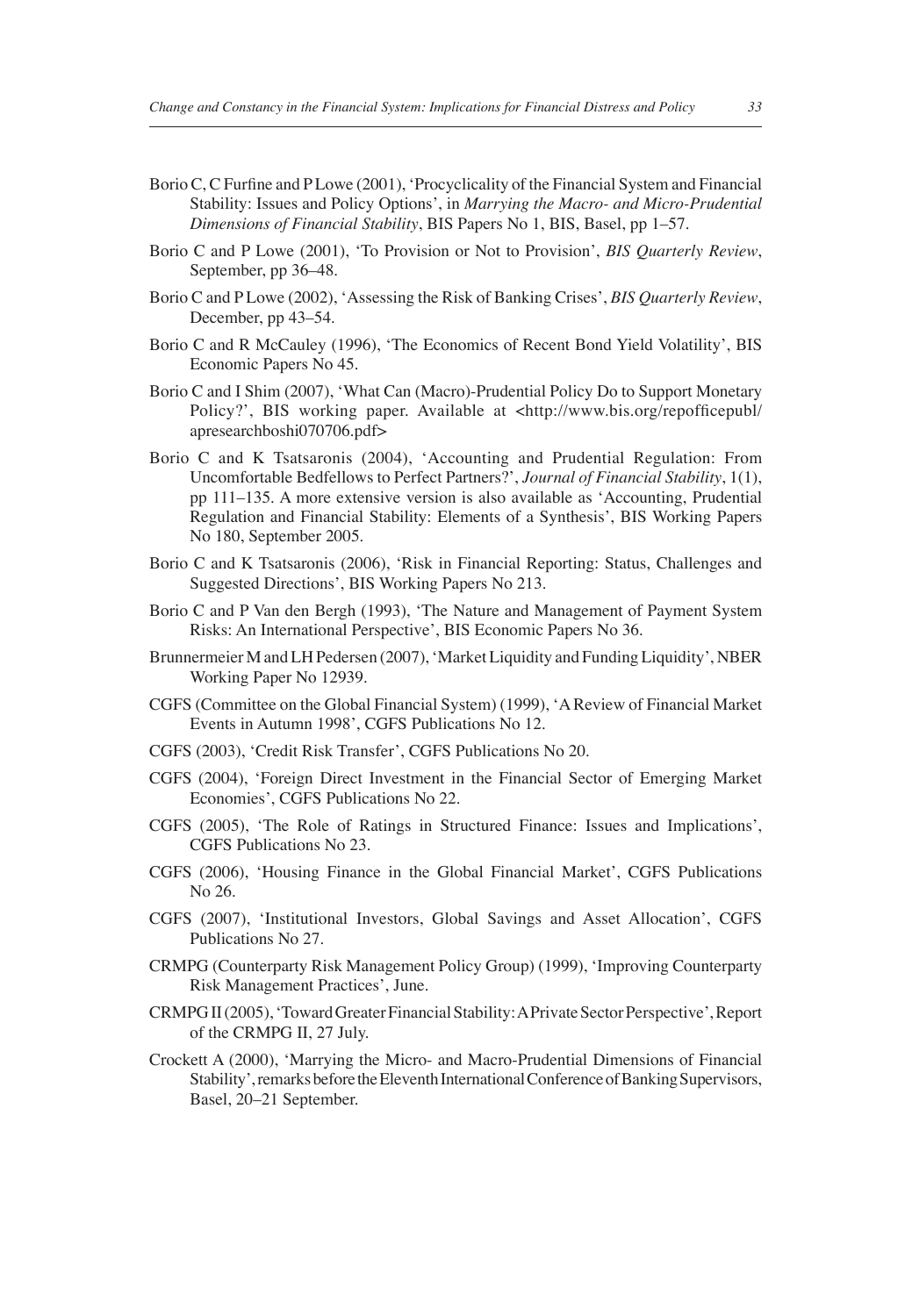Borio C, C Furfine and P Lowe (2001), 'Procyclicality of the Financial System and Financial Stability: Issues and Policy Options', in *Marrying the Macro- and Micro-Prudential Dimensions of Financial Stability*, BIS Papers No 1, BIS, Basel, pp 1–57.

Borio C and P Lowe (2001), 'To Provision or Not to Provision', *BIS Quarterly Review*, September, pp 36–48.

Borio C and P Lowe (2002), 'Assessing the Risk of Banking Crises', *BIS Quarterly Review*, December, pp 43–54.

Borio C and R McCauley (1996), 'The Economics of Recent Bond Yield Volatility', BIS Economic Papers No 45.

Borio C and I Shim (2007), 'What Can (Macro)-Prudential Policy Do to Support Monetary Policy?', BIS working paper. Available at <http://www.bis.org/repofficepubl/apresearchboshi070706.pdf>

Borio C and K Tsatsaronis (2004), 'Accounting and Prudential Regulation: From Uncomfortable Bedfellows to Perfect Partners?', *Journal of Financial Stability*, 1(1), pp 111–135. A more extensive version is also available as 'Accounting, Prudential Regulation and Financial Stability: Elements of a Synthesis', BIS Working Papers No 180, September 2005.

Borio C and K Tsatsaronis (2006), 'Risk in Financial Reporting: Status, Challenges and Suggested Directions', BIS Working Papers No 213.

Borio C and P Van den Bergh (1993), 'The Nature and Management of Payment System Risks: An International Perspective', BIS Economic Papers No 36.

Brunnermeier M and LH Pedersen (2007), 'Market Liquidity and Funding Liquidity', NBER Working Paper No 12939.

CGFS (Committee on the Global Financial System) (1999), 'A Review of Financial Market Events in Autumn 1998', CGFS Publications No 12.

CGFS (2003), 'Credit Risk Transfer', CGFS Publications No 20.

CGFS (2004), 'Foreign Direct Investment in the Financial Sector of Emerging Market Economies', CGFS Publications No 22.

CGFS (2005), 'The Role of Ratings in Structured Finance: Issues and Implications', CGFS Publications No 23.

CGFS (2006), 'Housing Finance in the Global Financial Market', CGFS Publications No 26.

CGFS (2007), 'Institutional Investors, Global Savings and Asset Allocation', CGFS Publications No 27.

CRMPG (Counterparty Risk Management Policy Group) (1999), 'Improving Counterparty Risk Management Practices', June.

CRMPG II (2005), 'Toward Greater Financial Stability: A Private Sector Perspective', Report of the CRMPG II, 27 July.

Crockett A (2000), 'Marrying the Micro- and Macro-Prudential Dimensions of Financial Stability', remarks before the Eleventh International Conference of Banking Supervisors, Basel, 20–21 September.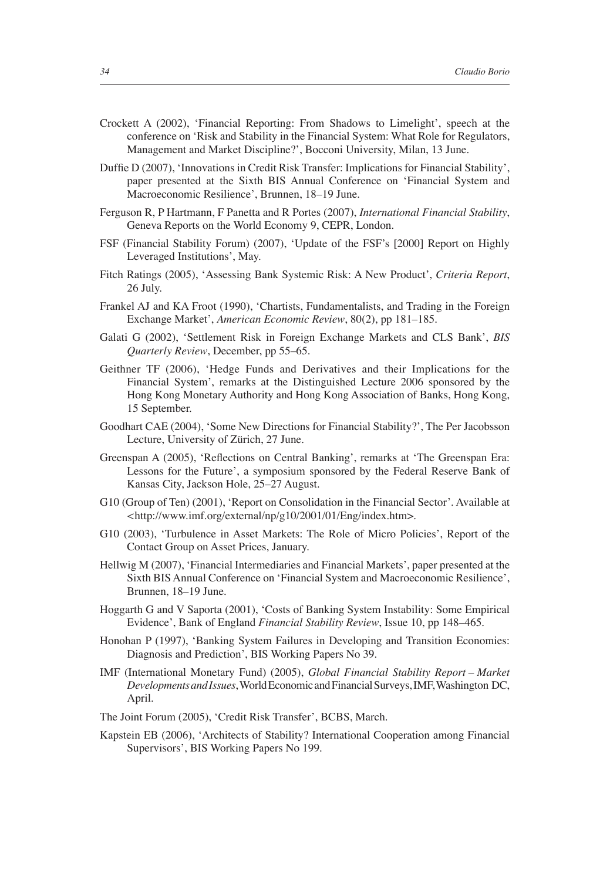Crockett A (2002), 'Financial Reporting: From Shadows to Limelight', speech at the conference on 'Risk and Stability in the Financial System: What Role for Regulators, Management and Market Discipline?', Bocconi University, Milan, 13 June.

Duffie D (2007), 'Innovations in Credit Risk Transfer: Implications for Financial Stability', paper presented at the Sixth BIS Annual Conference on 'Financial System and Macroeconomic Resilience', Brunnen, 18–19 June.

Ferguson R, P Hartmann, F Panetta and R Portes (2007), *International Financial Stability*, Geneva Reports on the World Economy 9, CEPR, London.

FSF (Financial Stability Forum) (2007), 'Update of the FSF's [2000] Report on Highly Leveraged Institutions', May.

Fitch Ratings (2005), 'Assessing Bank Systemic Risk: A New Product', *Criteria Report*, 26 July.

Frankel AJ and KA Froot (1990), 'Chartists, Fundamentalists, and Trading in the Foreign Exchange Market', *American Economic Review*, 80(2), pp 181–185.

Galati G (2002), 'Settlement Risk in Foreign Exchange Markets and CLS Bank', *BIS Quarterly Review*, December, pp 55–65.

Geithner TF (2006), 'Hedge Funds and Derivatives and their Implications for the Financial System', remarks at the Distinguished Lecture 2006 sponsored by the Hong Kong Monetary Authority and Hong Kong Association of Banks, Hong Kong, 15 September.

Goodhart CAE (2004), 'Some New Directions for Financial Stability?', The Per Jacobsson Lecture, University of Zürich, 27 June.

Greenspan A (2005), 'Reflections on Central Banking', remarks at 'The Greenspan Era: Lessons for the Future', a symposium sponsored by the Federal Reserve Bank of Kansas City, Jackson Hole, 25–27 August.

G10 (Group of Ten) (2001), 'Report on Consolidation in the Financial Sector'. Available at <http://www.imf.org/external/np/g10/2001/01/Eng/index.htm>.

G10 (2003), 'Turbulence in Asset Markets: The Role of Micro Policies', Report of the Contact Group on Asset Prices, January.

Hellwig M (2007), 'Financial Intermediaries and Financial Markets', paper presented at the Sixth BIS Annual Conference on 'Financial System and Macroeconomic Resilience', Brunnen, 18–19 June.

Hoggarth G and V Saporta (2001), 'Costs of Banking System Instability: Some Empirical Evidence', Bank of England *Financial Stability Review*, Issue 10, pp 148–465.

Honohan P (1997), 'Banking System Failures in Developing and Transition Economies: Diagnosis and Prediction', BIS Working Papers No 39.

IMF (International Monetary Fund) (2005), *Global Financial Stability Report – Market Developments and Issues*, World Economic and Financial Surveys, IMF, Washington DC, April.

The Joint Forum (2005), 'Credit Risk Transfer', BCBS, March.

Kapstein EB (2006), 'Architects of Stability? International Cooperation among Financial Supervisors', BIS Working Papers No 199.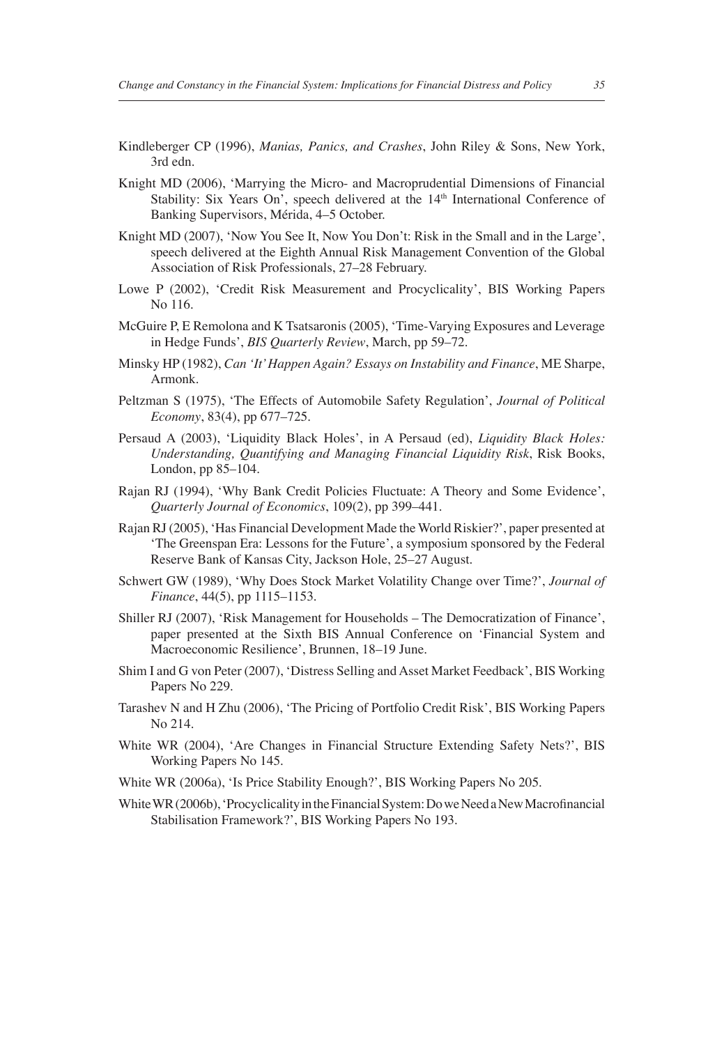Kindleberger CP (1996), *Manias, Panics, and Crashes*, John Riley & Sons, New York, 3rd edn.

Knight MD (2006), 'Marrying the Micro- and Macroprudential Dimensions of Financial Stability: Six Years On', speech delivered at the 14th International Conference of Banking Supervisors, Mérida, 4–5 October.

Knight MD (2007), 'Now You See It, Now You Don't: Risk in the Small and in the Large', speech delivered at the Eighth Annual Risk Management Convention of the Global Association of Risk Professionals, 27–28 February.

Lowe P (2002), 'Credit Risk Measurement and Procyclicality', BIS Working Papers No 116.

McGuire P, E Remolona and K Tsatsaronis (2005), 'Time-Varying Exposures and Leverage in Hedge Funds', *BIS Quarterly Review*, March, pp 59–72.

Minsky HP (1982), *Can 'It' Happen Again? Essays on Instability and Finance*, ME Sharpe, Armonk.

Peltzman S (1975), 'The Effects of Automobile Safety Regulation', *Journal of Political Economy*, 83(4), pp 677–725.

Persaud A (2003), 'Liquidity Black Holes', in A Persaud (ed), *Liquidity Black Holes: Understanding, Quantifying and Managing Financial Liquidity Risk*, Risk Books, London, pp 85–104.

Rajan RJ (1994), 'Why Bank Credit Policies Fluctuate: A Theory and Some Evidence', *Quarterly Journal of Economics*, 109(2), pp 399–441.

Rajan RJ (2005), 'Has Financial Development Made the World Riskier?', paper presented at 'The Greenspan Era: Lessons for the Future', a symposium sponsored by the Federal Reserve Bank of Kansas City, Jackson Hole, 25–27 August.

Schwert GW (1989), 'Why Does Stock Market Volatility Change over Time?', *Journal of Finance*, 44(5), pp 1115–1153.

Shiller RJ (2007), 'Risk Management for Households – The Democratization of Finance', paper presented at the Sixth BIS Annual Conference on 'Financial System and Macroeconomic Resilience', Brunnen, 18–19 June.

Shim I and G von Peter (2007), 'Distress Selling and Asset Market Feedback', BIS Working Papers No 229.

Tarashev N and H Zhu (2006), 'The Pricing of Portfolio Credit Risk', BIS Working Papers No 214.

White WR (2004), 'Are Changes in Financial Structure Extending Safety Nets?', BIS Working Papers No 145.

White WR (2006a), 'Is Price Stability Enough?', BIS Working Papers No 205.

White WR (2006b), 'Procyclicality in the Financial System: Do we Need a New Macrofinancial Stabilisation Framework?', BIS Working Papers No 193.